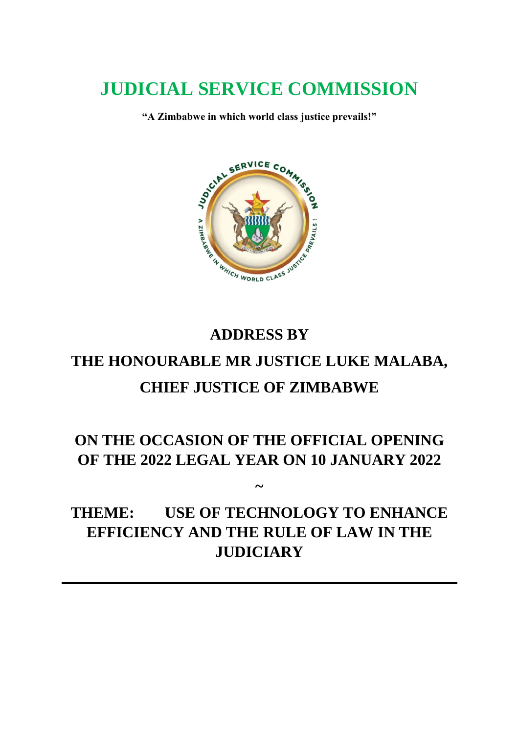# JUDICIAL SERVICE COMMISSION

**"A Zimbabwe in which world class justice prevails!"**

## ADDRESS BY

## THE HONOURABLE MR JUSTICE LUKE MALABA, CHIEF JUSTICE OF ZIMBABWE

## ON THE OCCASION OF THE OFFICIAL OPENING OF THE 2022 LEGAL YEAR ON 10 JANUARY 2022

~

## THEME: USE OF TECHNOLOGY TO ENHANCE EFFICIENCY AND THE RULE OF LAW IN THE JUDICIARY

---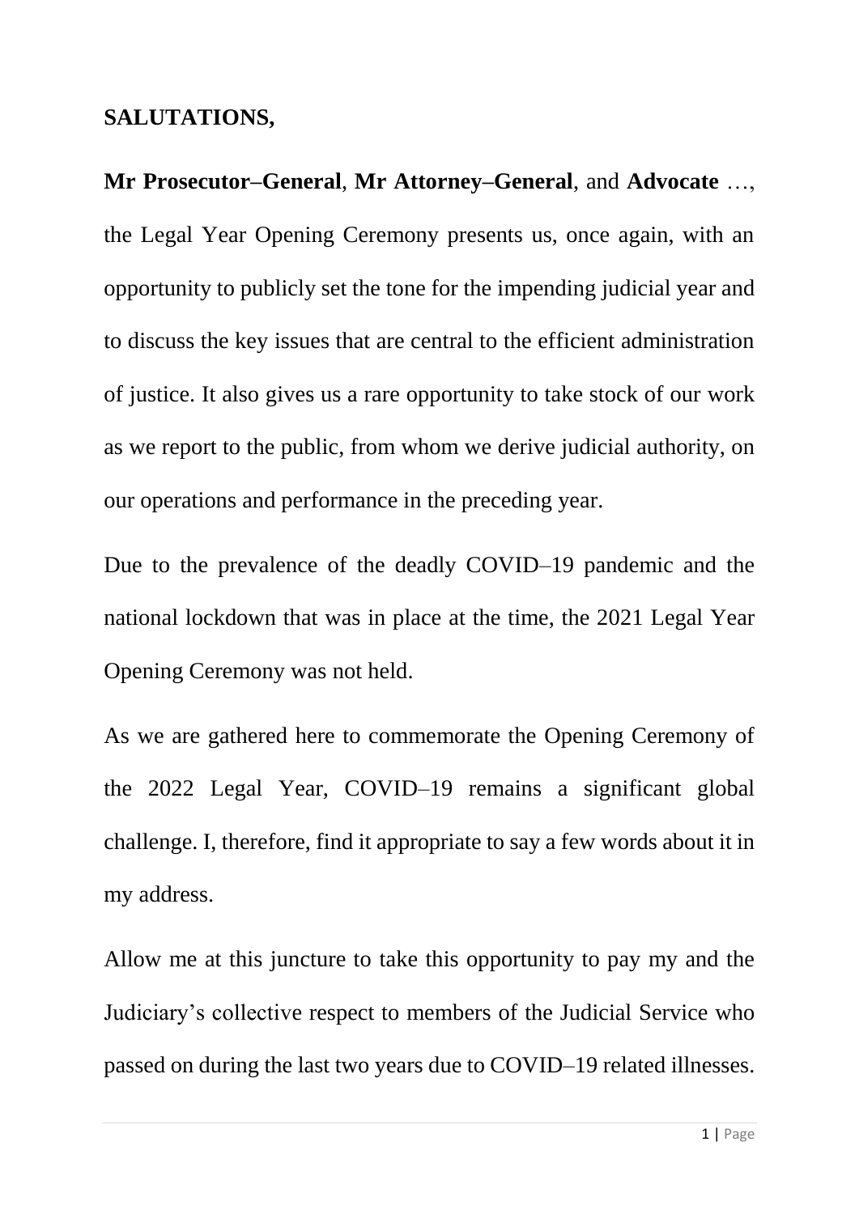**SALUTATIONS,**

**Mr Prosecutor–General**, **Mr Attorney–General**, and **Advocate** …, the Legal Year Opening Ceremony presents us, once again, with an opportunity to publicly set the tone for the impending judicial year and to discuss the key issues that are central to the efficient administration of justice. It also gives us a rare opportunity to take stock of our work as we report to the public, from whom we derive judicial authority, on our operations and performance in the preceding year.

Due to the prevalence of the deadly COVID–19 pandemic and the national lockdown that was in place at the time, the 2021 Legal Year Opening Ceremony was not held.

As we are gathered here to commemorate the Opening Ceremony of the 2022 Legal Year, COVID–19 remains a significant global challenge. I, therefore, find it appropriate to say a few words about it in my address.

Allow me at this juncture to take this opportunity to pay my and the Judiciary's collective respect to members of the Judicial Service who passed on during the last two years due to COVID–19 related illnesses.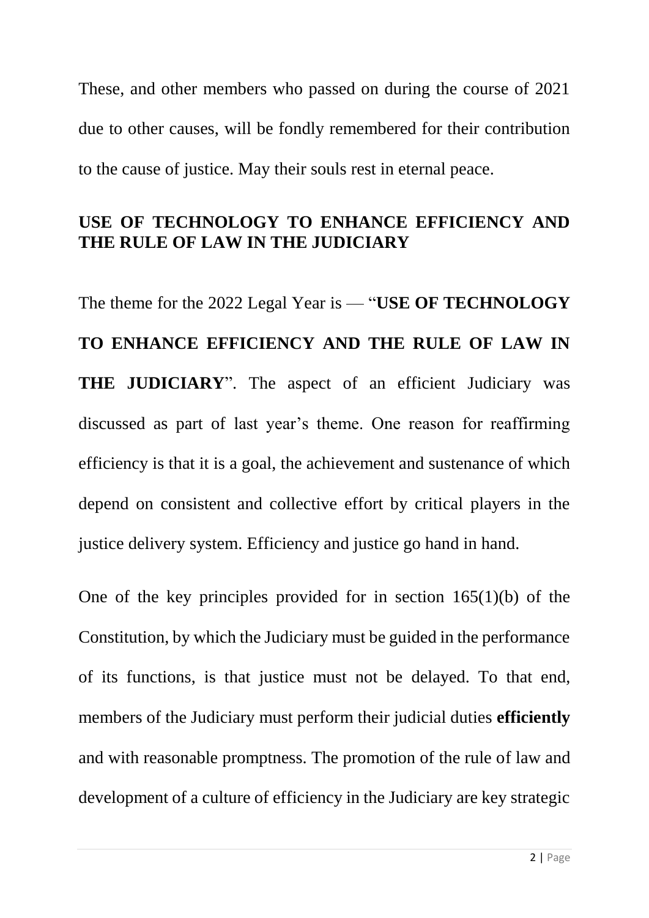These, and other members who passed on during the course of 2021 due to other causes, will be fondly remembered for their contribution to the cause of justice. May their souls rest in eternal peace.

## USE OF TECHNOLOGY TO ENHANCE EFFICIENCY AND THE RULE OF LAW IN THE JUDICIARY

The theme for the 2022 Legal Year is — "**USE OF TECHNOLOGY TO ENHANCE EFFICIENCY AND THE RULE OF LAW IN THE JUDICIARY**". The aspect of an efficient Judiciary was discussed as part of last year's theme. One reason for reaffirming efficiency is that it is a goal, the achievement and sustenance of which depend on consistent and collective effort by critical players in the justice delivery system. Efficiency and justice go hand in hand.

One of the key principles provided for in section 165(1)(b) of the Constitution, by which the Judiciary must be guided in the performance of its functions, is that justice must not be delayed. To that end, members of the Judiciary must perform their judicial duties **efficiently** and with reasonable promptness. The promotion of the rule of law and development of a culture of efficiency in the Judiciary are key strategic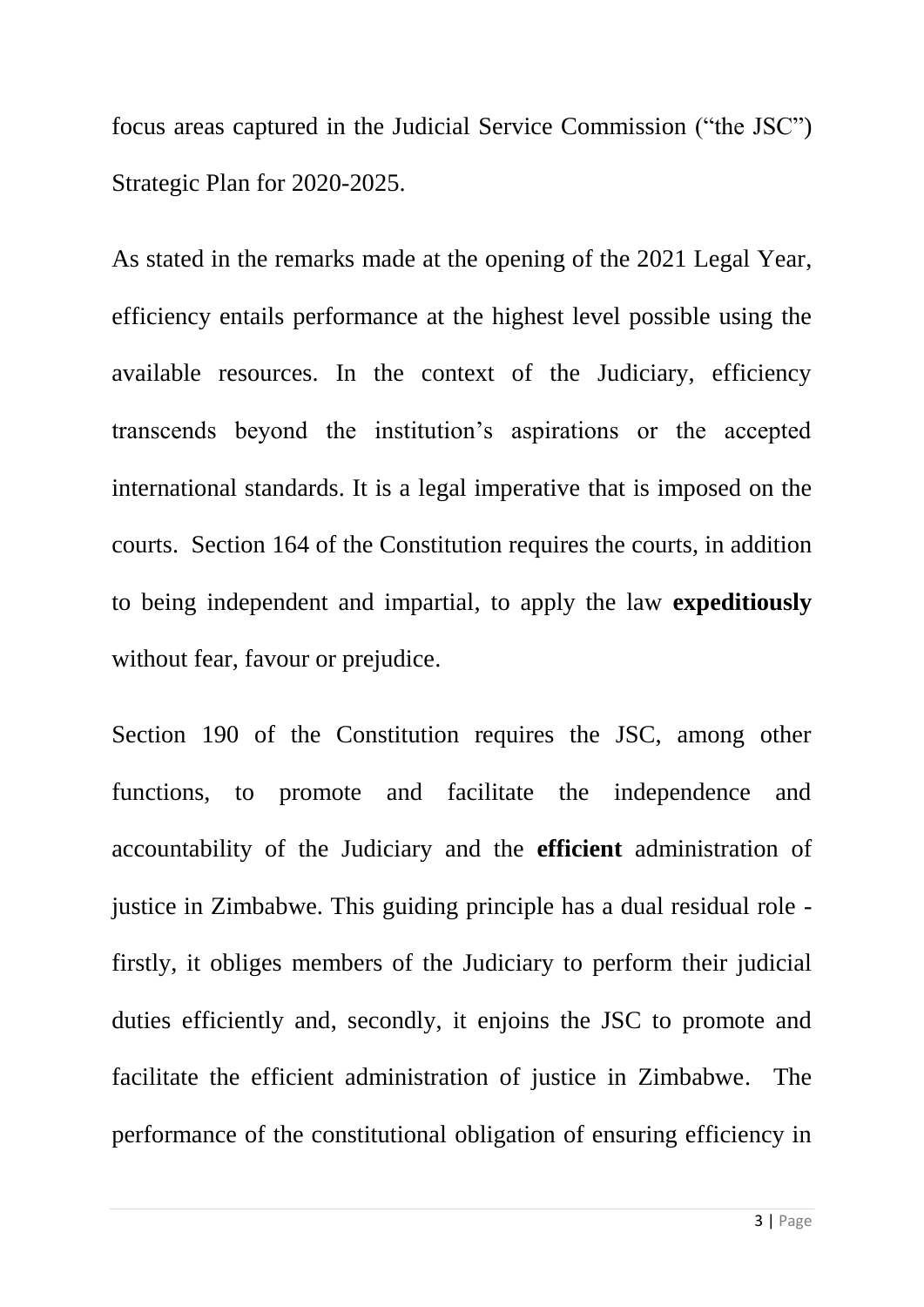focus areas captured in the Judicial Service Commission ("the JSC") Strategic Plan for 2020-2025.

As stated in the remarks made at the opening of the 2021 Legal Year, efficiency entails performance at the highest level possible using the available resources. In the context of the Judiciary, efficiency transcends beyond the institution's aspirations or the accepted international standards. It is a legal imperative that is imposed on the courts. Section 164 of the Constitution requires the courts, in addition to being independent and impartial, to apply the law **expeditiously** without fear, favour or prejudice.

Section 190 of the Constitution requires the JSC, among other functions, to promote and facilitate the independence and accountability of the Judiciary and the **efficient** administration of justice in Zimbabwe. This guiding principle has a dual residual role - firstly, it obliges members of the Judiciary to perform their judicial duties efficiently and, secondly, it enjoins the JSC to promote and facilitate the efficient administration of justice in Zimbabwe. The performance of the constitutional obligation of ensuring efficiency in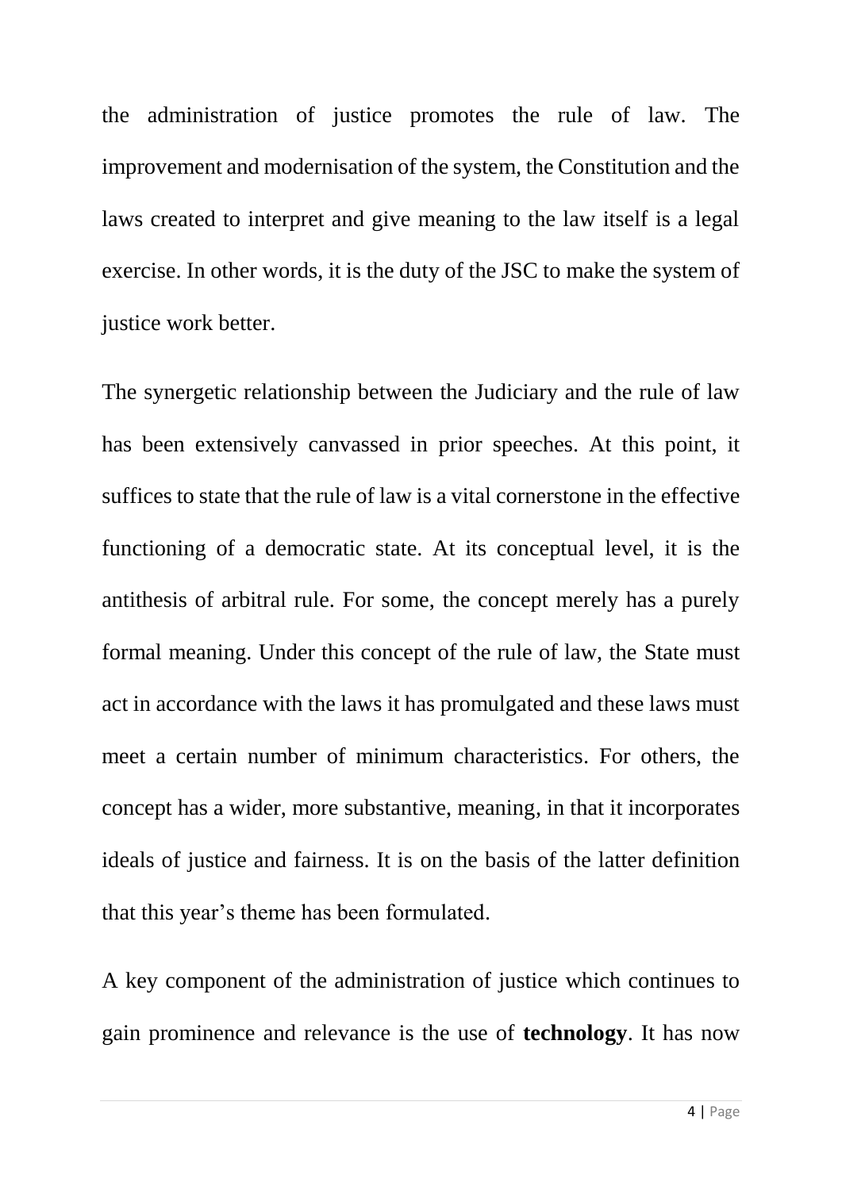the administration of justice promotes the rule of law. The improvement and modernisation of the system, the Constitution and the laws created to interpret and give meaning to the law itself is a legal exercise. In other words, it is the duty of the JSC to make the system of justice work better.

The synergetic relationship between the Judiciary and the rule of law has been extensively canvassed in prior speeches. At this point, it suffices to state that the rule of law is a vital cornerstone in the effective functioning of a democratic state. At its conceptual level, it is the antithesis of arbitral rule. For some, the concept merely has a purely formal meaning. Under this concept of the rule of law, the State must act in accordance with the laws it has promulgated and these laws must meet a certain number of minimum characteristics. For others, the concept has a wider, more substantive, meaning, in that it incorporates ideals of justice and fairness. It is on the basis of the latter definition that this year's theme has been formulated.

A key component of the administration of justice which continues to gain prominence and relevance is the use of **technology**. It has now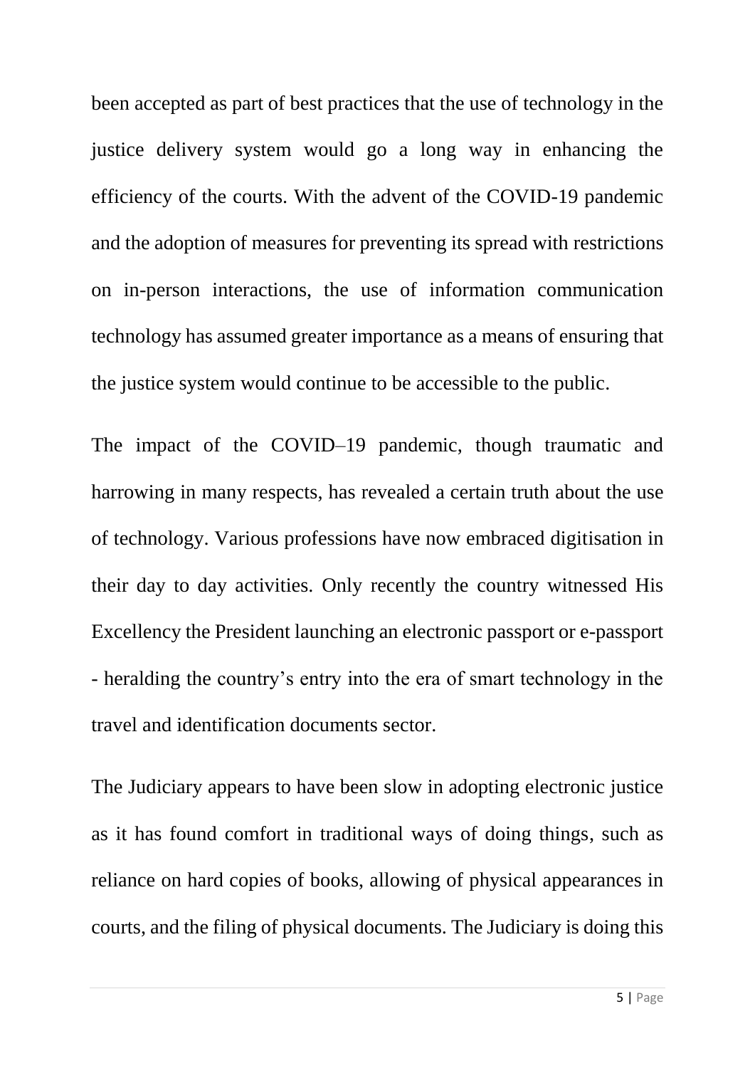been accepted as part of best practices that the use of technology in the justice delivery system would go a long way in enhancing the efficiency of the courts. With the advent of the COVID-19 pandemic and the adoption of measures for preventing its spread with restrictions on in-person interactions, the use of information communication technology has assumed greater importance as a means of ensuring that the justice system would continue to be accessible to the public.

The impact of the COVID–19 pandemic, though traumatic and harrowing in many respects, has revealed a certain truth about the use of technology. Various professions have now embraced digitisation in their day to day activities. Only recently the country witnessed His Excellency the President launching an electronic passport or e-passport - heralding the country's entry into the era of smart technology in the travel and identification documents sector.

The Judiciary appears to have been slow in adopting electronic justice as it has found comfort in traditional ways of doing things, such as reliance on hard copies of books, allowing of physical appearances in courts, and the filing of physical documents. The Judiciary is doing this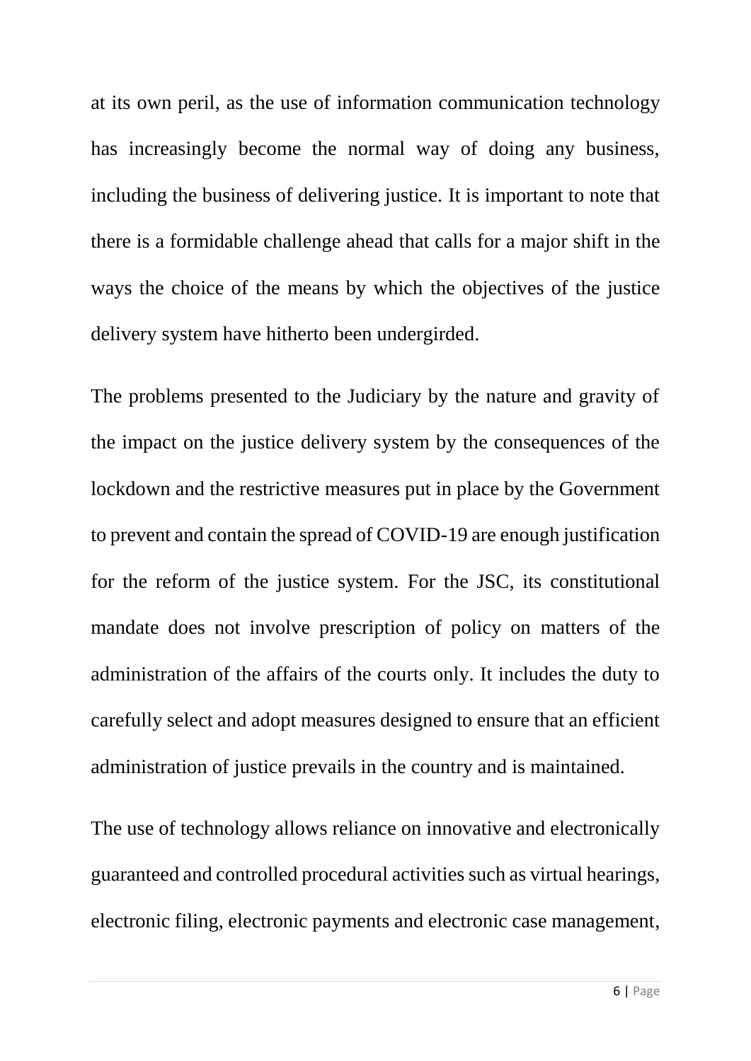at its own peril, as the use of information communication technology has increasingly become the normal way of doing any business, including the business of delivering justice. It is important to note that there is a formidable challenge ahead that calls for a major shift in the ways the choice of the means by which the objectives of the justice delivery system have hitherto been undergirded.

The problems presented to the Judiciary by the nature and gravity of the impact on the justice delivery system by the consequences of the lockdown and the restrictive measures put in place by the Government to prevent and contain the spread of COVID-19 are enough justification for the reform of the justice system. For the JSC, its constitutional mandate does not involve prescription of policy on matters of the administration of the affairs of the courts only. It includes the duty to carefully select and adopt measures designed to ensure that an efficient administration of justice prevails in the country and is maintained.

The use of technology allows reliance on innovative and electronically guaranteed and controlled procedural activities such as virtual hearings, electronic filing, electronic payments and electronic case management,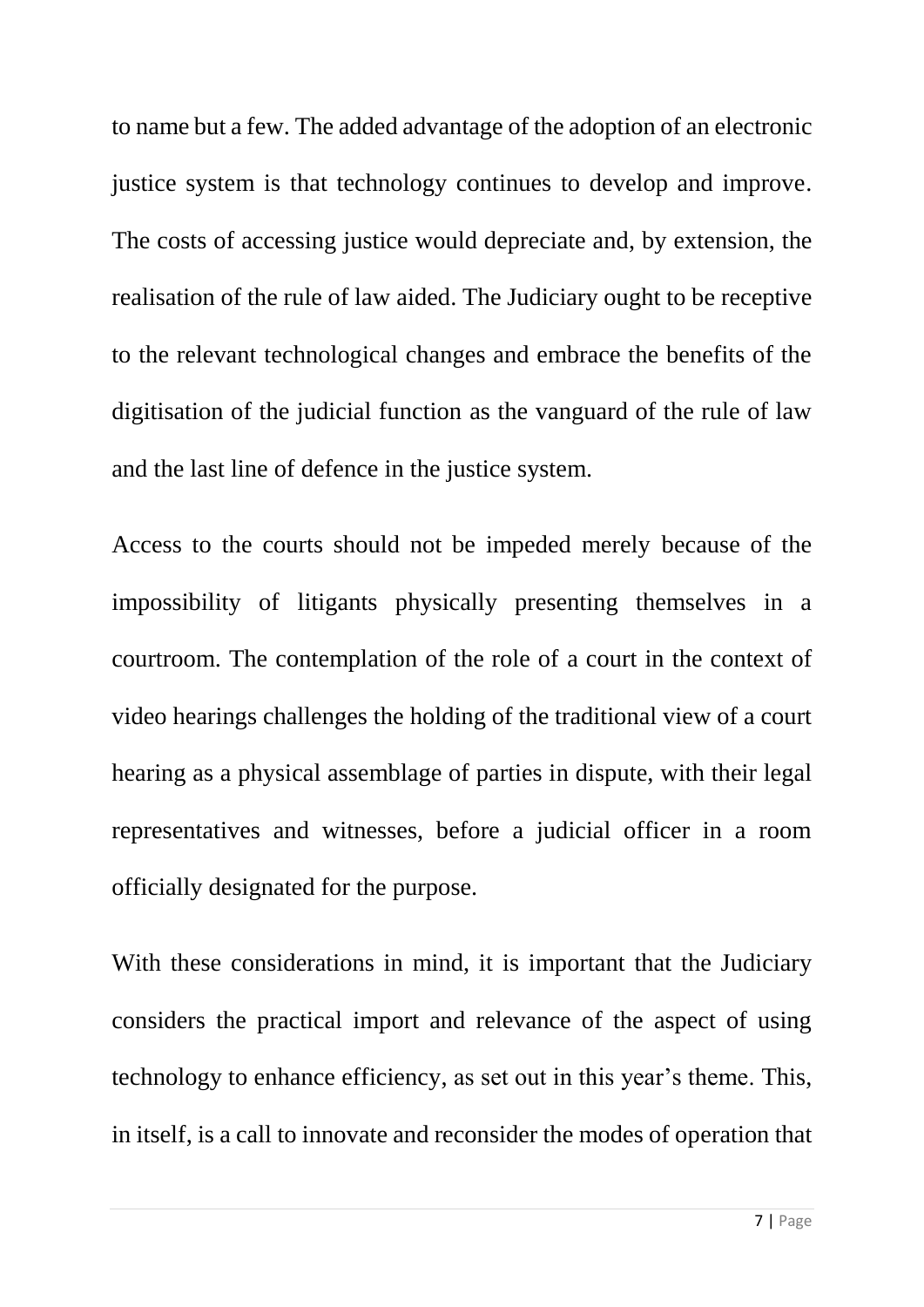to name but a few. The added advantage of the adoption of an electronic justice system is that technology continues to develop and improve. The costs of accessing justice would depreciate and, by extension, the realisation of the rule of law aided. The Judiciary ought to be receptive to the relevant technological changes and embrace the benefits of the digitisation of the judicial function as the vanguard of the rule of law and the last line of defence in the justice system.

Access to the courts should not be impeded merely because of the impossibility of litigants physically presenting themselves in a courtroom. The contemplation of the role of a court in the context of video hearings challenges the holding of the traditional view of a court hearing as a physical assemblage of parties in dispute, with their legal representatives and witnesses, before a judicial officer in a room officially designated for the purpose.

With these considerations in mind, it is important that the Judiciary considers the practical import and relevance of the aspect of using technology to enhance efficiency, as set out in this year's theme. This, in itself, is a call to innovate and reconsider the modes of operation that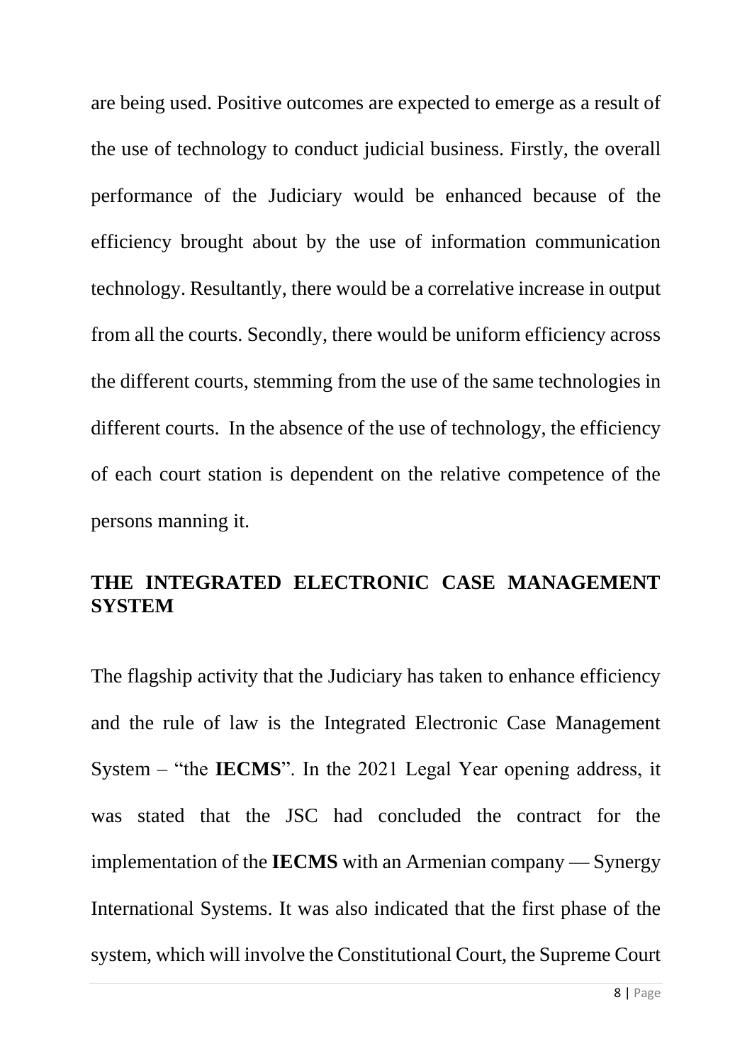are being used. Positive outcomes are expected to emerge as a result of the use of technology to conduct judicial business. Firstly, the overall performance of the Judiciary would be enhanced because of the efficiency brought about by the use of information communication technology. Resultantly, there would be a correlative increase in output from all the courts. Secondly, there would be uniform efficiency across the different courts, stemming from the use of the same technologies in different courts. In the absence of the use of technology, the efficiency of each court station is dependent on the relative competence of the persons manning it.

## THE INTEGRATED ELECTRONIC CASE MANAGEMENT SYSTEM

The flagship activity that the Judiciary has taken to enhance efficiency and the rule of law is the Integrated Electronic Case Management System – "the **IECMS**". In the 2021 Legal Year opening address, it was stated that the JSC had concluded the contract for the implementation of the **IECMS** with an Armenian company — Synergy International Systems. It was also indicated that the first phase of the system, which will involve the Constitutional Court, the Supreme Court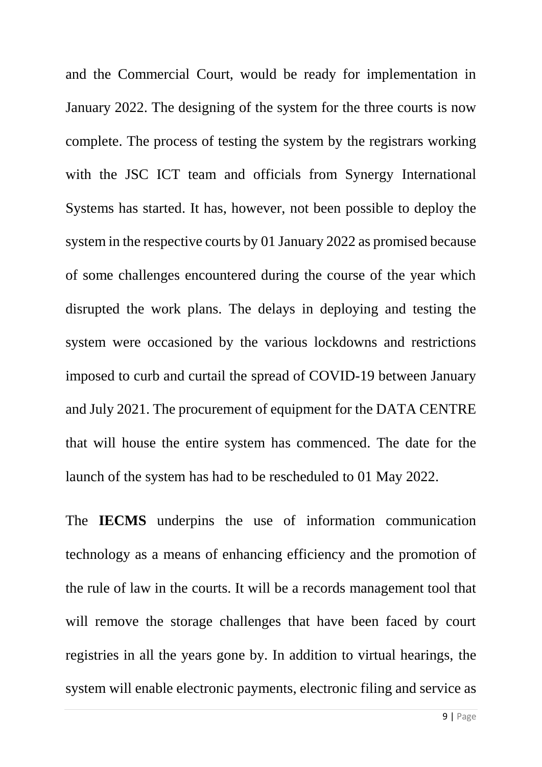and the Commercial Court, would be ready for implementation in January 2022. The designing of the system for the three courts is now complete. The process of testing the system by the registrars working with the JSC ICT team and officials from Synergy International Systems has started. It has, however, not been possible to deploy the system in the respective courts by 01 January 2022 as promised because of some challenges encountered during the course of the year which disrupted the work plans. The delays in deploying and testing the system were occasioned by the various lockdowns and restrictions imposed to curb and curtail the spread of COVID-19 between January and July 2021. The procurement of equipment for the DATA CENTRE that will house the entire system has commenced. The date for the launch of the system has had to be rescheduled to 01 May 2022.

The **IECMS** underpins the use of information communication technology as a means of enhancing efficiency and the promotion of the rule of law in the courts. It will be a records management tool that will remove the storage challenges that have been faced by court registries in all the years gone by. In addition to virtual hearings, the system will enable electronic payments, electronic filing and service as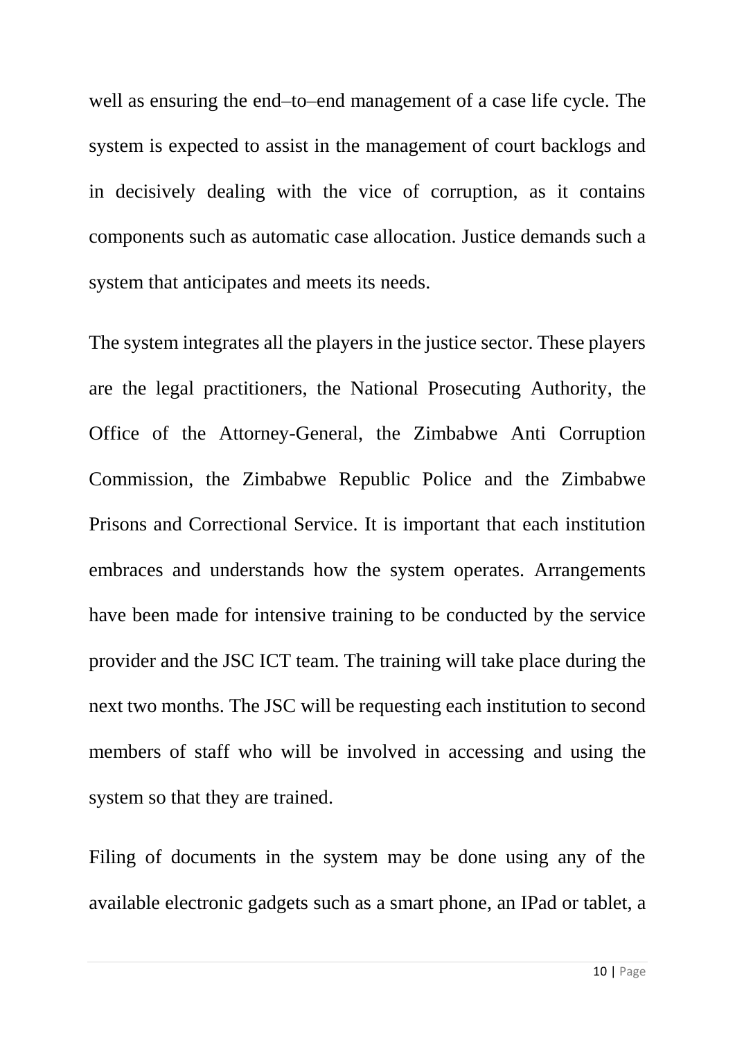well as ensuring the end–to–end management of a case life cycle. The system is expected to assist in the management of court backlogs and in decisively dealing with the vice of corruption, as it contains components such as automatic case allocation. Justice demands such a system that anticipates and meets its needs.

The system integrates all the players in the justice sector. These players are the legal practitioners, the National Prosecuting Authority, the Office of the Attorney-General, the Zimbabwe Anti Corruption Commission, the Zimbabwe Republic Police and the Zimbabwe Prisons and Correctional Service. It is important that each institution embraces and understands how the system operates. Arrangements have been made for intensive training to be conducted by the service provider and the JSC ICT team. The training will take place during the next two months. The JSC will be requesting each institution to second members of staff who will be involved in accessing and using the system so that they are trained.

Filing of documents in the system may be done using any of the available electronic gadgets such as a smart phone, an IPad or tablet, a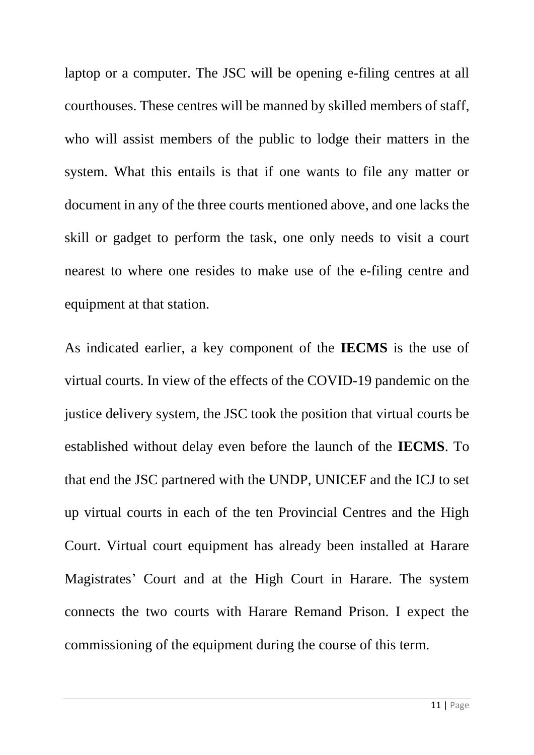laptop or a computer. The JSC will be opening e-filing centres at all courthouses. These centres will be manned by skilled members of staff, who will assist members of the public to lodge their matters in the system. What this entails is that if one wants to file any matter or document in any of the three courts mentioned above, and one lacks the skill or gadget to perform the task, one only needs to visit a court nearest to where one resides to make use of the e-filing centre and equipment at that station.

As indicated earlier, a key component of the **IECMS** is the use of virtual courts. In view of the effects of the COVID-19 pandemic on the justice delivery system, the JSC took the position that virtual courts be established without delay even before the launch of the **IECMS**. To that end the JSC partnered with the UNDP, UNICEF and the ICJ to set up virtual courts in each of the ten Provincial Centres and the High Court. Virtual court equipment has already been installed at Harare Magistrates' Court and at the High Court in Harare. The system connects the two courts with Harare Remand Prison. I expect the commissioning of the equipment during the course of this term.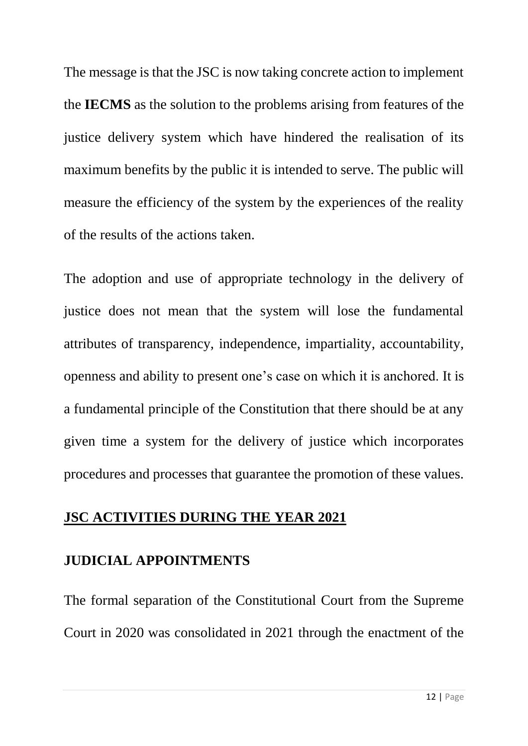The message is that the JSC is now taking concrete action to implement the **IECMS** as the solution to the problems arising from features of the justice delivery system which have hindered the realisation of its maximum benefits by the public it is intended to serve. The public will measure the efficiency of the system by the experiences of the reality of the results of the actions taken.

The adoption and use of appropriate technology in the delivery of justice does not mean that the system will lose the fundamental attributes of transparency, independence, impartiality, accountability, openness and ability to present one's case on which it is anchored. It is a fundamental principle of the Constitution that there should be at any given time a system for the delivery of justice which incorporates procedures and processes that guarantee the promotion of these values.

## JSC ACTIVITIES DURING THE YEAR 2021

### JUDICIAL APPOINTMENTS

The formal separation of the Constitutional Court from the Supreme Court in 2020 was consolidated in 2021 through the enactment of the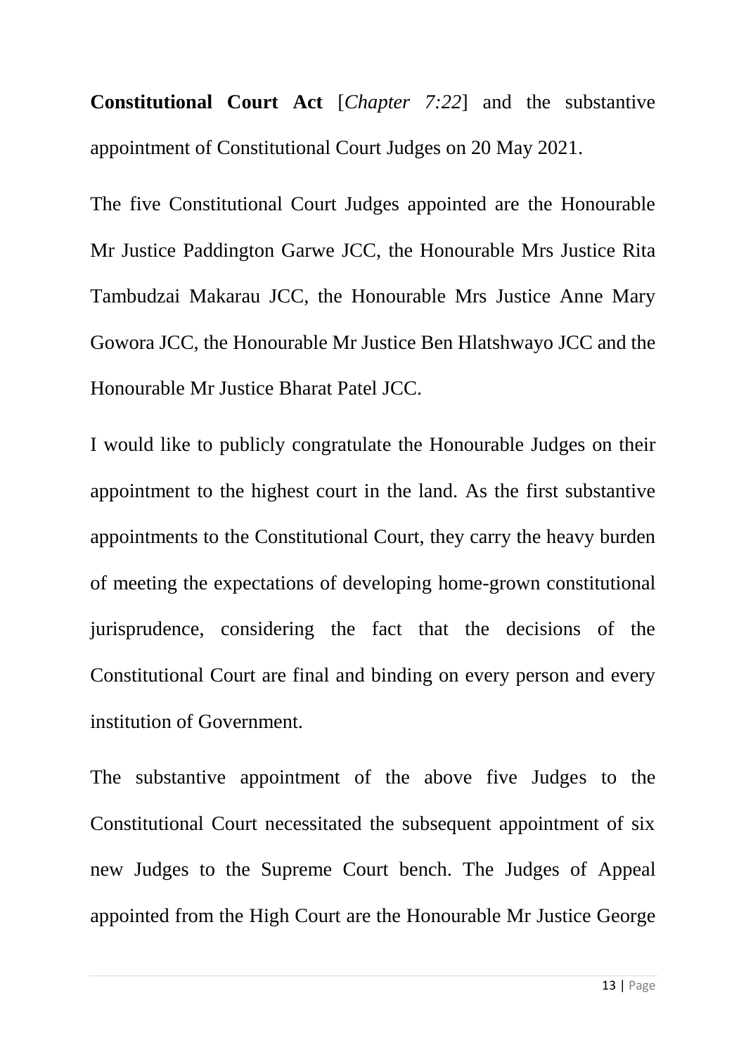**Constitutional Court Act** [*Chapter 7:22*] and the substantive appointment of Constitutional Court Judges on 20 May 2021.

The five Constitutional Court Judges appointed are the Honourable Mr Justice Paddington Garwe JCC, the Honourable Mrs Justice Rita Tambudzai Makarau JCC, the Honourable Mrs Justice Anne Mary Gowora JCC, the Honourable Mr Justice Ben Hlatshwayo JCC and the Honourable Mr Justice Bharat Patel JCC.

I would like to publicly congratulate the Honourable Judges on their appointment to the highest court in the land. As the first substantive appointments to the Constitutional Court, they carry the heavy burden of meeting the expectations of developing home-grown constitutional jurisprudence, considering the fact that the decisions of the Constitutional Court are final and binding on every person and every institution of Government.

The substantive appointment of the above five Judges to the Constitutional Court necessitated the subsequent appointment of six new Judges to the Supreme Court bench. The Judges of Appeal appointed from the High Court are the Honourable Mr Justice George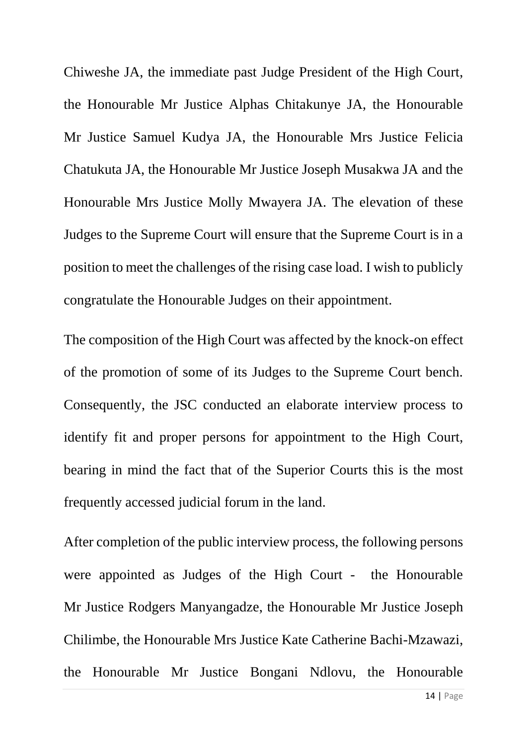Chiweshe JA, the immediate past Judge President of the High Court, the Honourable Mr Justice Alphas Chitakunye JA, the Honourable Mr Justice Samuel Kudya JA, the Honourable Mrs Justice Felicia Chatukuta JA, the Honourable Mr Justice Joseph Musakwa JA and the Honourable Mrs Justice Molly Mwayera JA. The elevation of these Judges to the Supreme Court will ensure that the Supreme Court is in a position to meet the challenges of the rising case load. I wish to publicly congratulate the Honourable Judges on their appointment.

The composition of the High Court was affected by the knock-on effect of the promotion of some of its Judges to the Supreme Court bench. Consequently, the JSC conducted an elaborate interview process to identify fit and proper persons for appointment to the High Court, bearing in mind the fact that of the Superior Courts this is the most frequently accessed judicial forum in the land.

After completion of the public interview process, the following persons were appointed as Judges of the High Court - the Honourable Mr Justice Rodgers Manyangadze, the Honourable Mr Justice Joseph Chilimbe, the Honourable Mrs Justice Kate Catherine Bachi-Mzawazi, the Honourable Mr Justice Bongani Ndlovu, the Honourable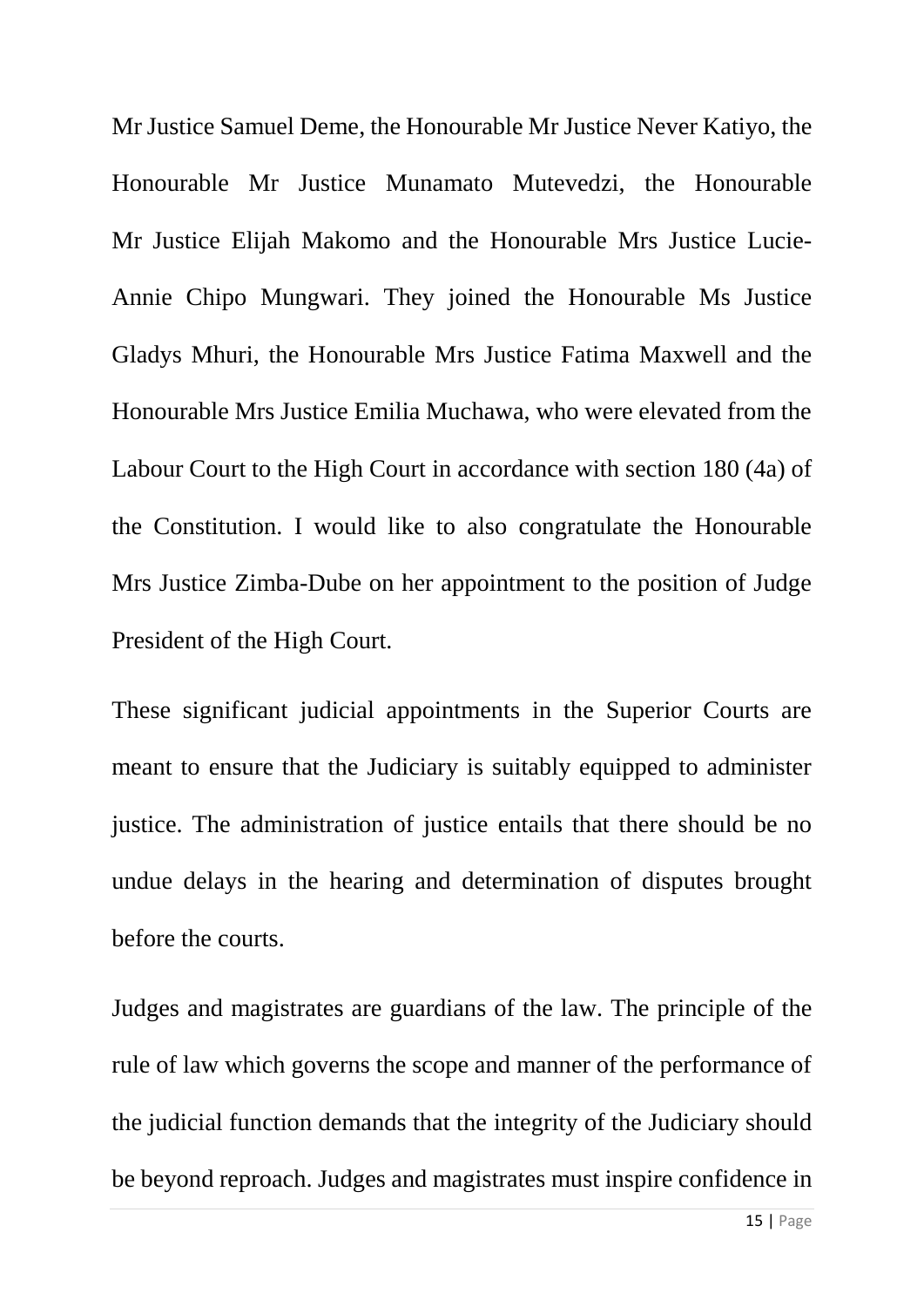Mr Justice Samuel Deme, the Honourable Mr Justice Never Katiyo, the Honourable Mr Justice Munamato Mutevedzi, the Honourable Mr Justice Elijah Makomo and the Honourable Mrs Justice Lucie-Annie Chipo Mungwari. They joined the Honourable Ms Justice Gladys Mhuri, the Honourable Mrs Justice Fatima Maxwell and the Honourable Mrs Justice Emilia Muchawa, who were elevated from the Labour Court to the High Court in accordance with section 180 (4a) of the Constitution. I would like to also congratulate the Honourable Mrs Justice Zimba-Dube on her appointment to the position of Judge President of the High Court.

These significant judicial appointments in the Superior Courts are meant to ensure that the Judiciary is suitably equipped to administer justice. The administration of justice entails that there should be no undue delays in the hearing and determination of disputes brought before the courts.

Judges and magistrates are guardians of the law. The principle of the rule of law which governs the scope and manner of the performance of the judicial function demands that the integrity of the Judiciary should be beyond reproach. Judges and magistrates must inspire confidence in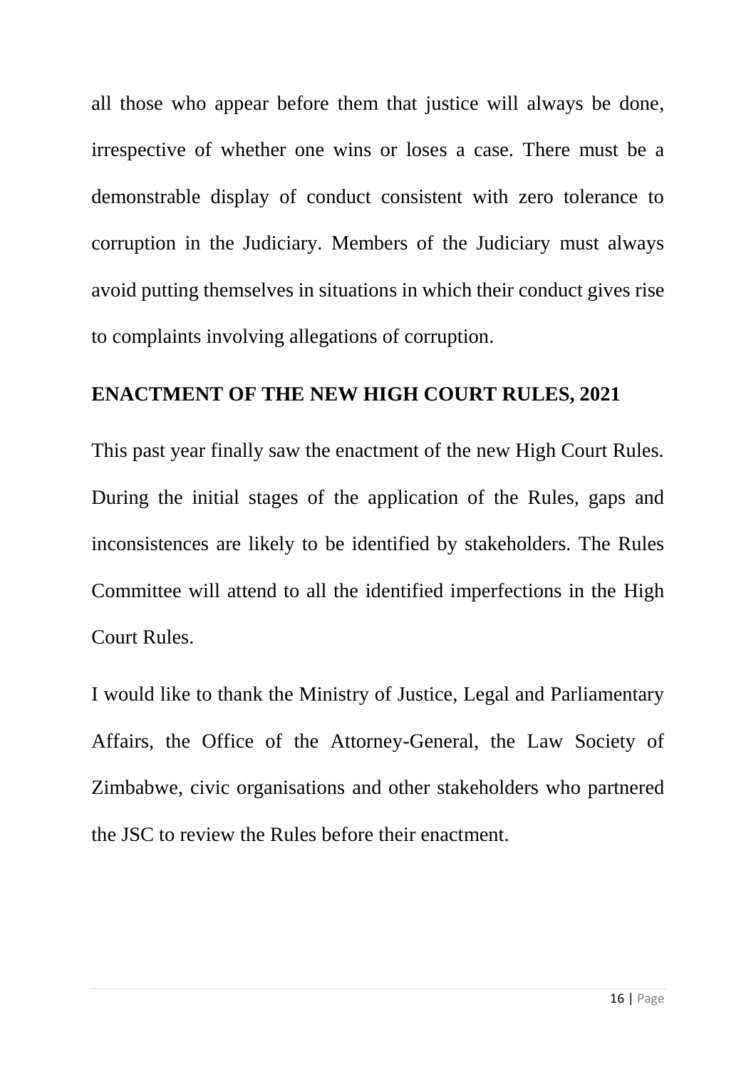all those who appear before them that justice will always be done, irrespective of whether one wins or loses a case. There must be a demonstrable display of conduct consistent with zero tolerance to corruption in the Judiciary. Members of the Judiciary must always avoid putting themselves in situations in which their conduct gives rise to complaints involving allegations of corruption.

## ENACTMENT OF THE NEW HIGH COURT RULES, 2021

This past year finally saw the enactment of the new High Court Rules. During the initial stages of the application of the Rules, gaps and inconsistences are likely to be identified by stakeholders. The Rules Committee will attend to all the identified imperfections in the High Court Rules.

I would like to thank the Ministry of Justice, Legal and Parliamentary Affairs, the Office of the Attorney-General, the Law Society of Zimbabwe, civic organisations and other stakeholders who partnered the JSC to review the Rules before their enactment.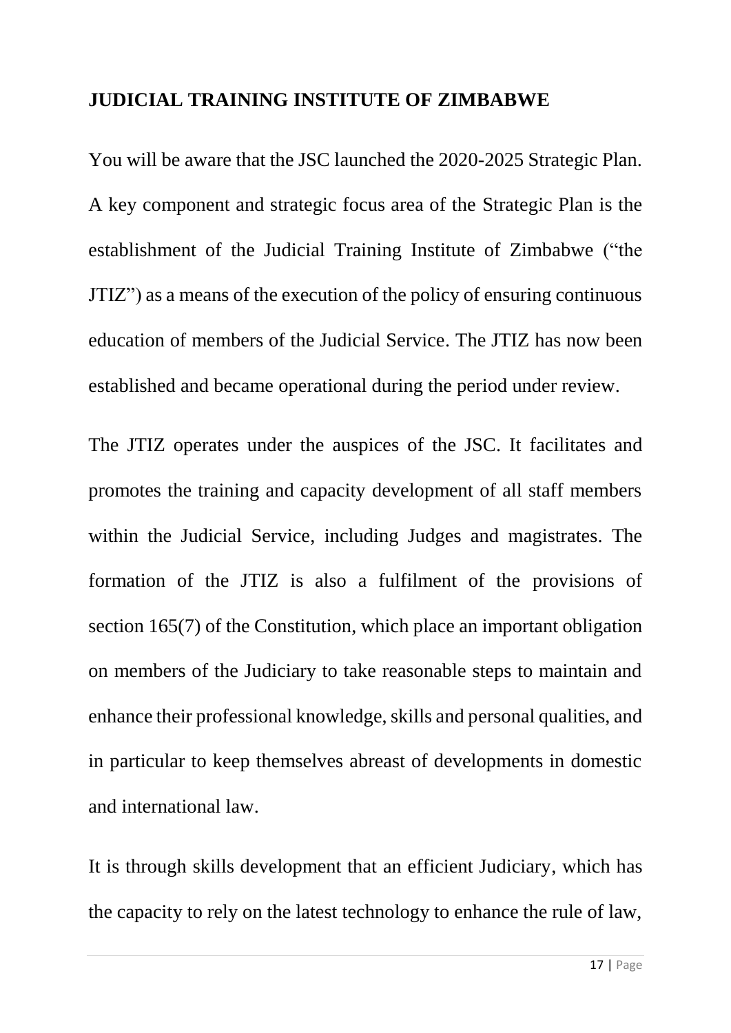## JUDICIAL TRAINING INSTITUTE OF ZIMBABWE

You will be aware that the JSC launched the 2020-2025 Strategic Plan. A key component and strategic focus area of the Strategic Plan is the establishment of the Judicial Training Institute of Zimbabwe ("the JTIZ") as a means of the execution of the policy of ensuring continuous education of members of the Judicial Service. The JTIZ has now been established and became operational during the period under review.

The JTIZ operates under the auspices of the JSC. It facilitates and promotes the training and capacity development of all staff members within the Judicial Service, including Judges and magistrates. The formation of the JTIZ is also a fulfilment of the provisions of section 165(7) of the Constitution, which place an important obligation on members of the Judiciary to take reasonable steps to maintain and enhance their professional knowledge, skills and personal qualities, and in particular to keep themselves abreast of developments in domestic and international law.

It is through skills development that an efficient Judiciary, which has the capacity to rely on the latest technology to enhance the rule of law,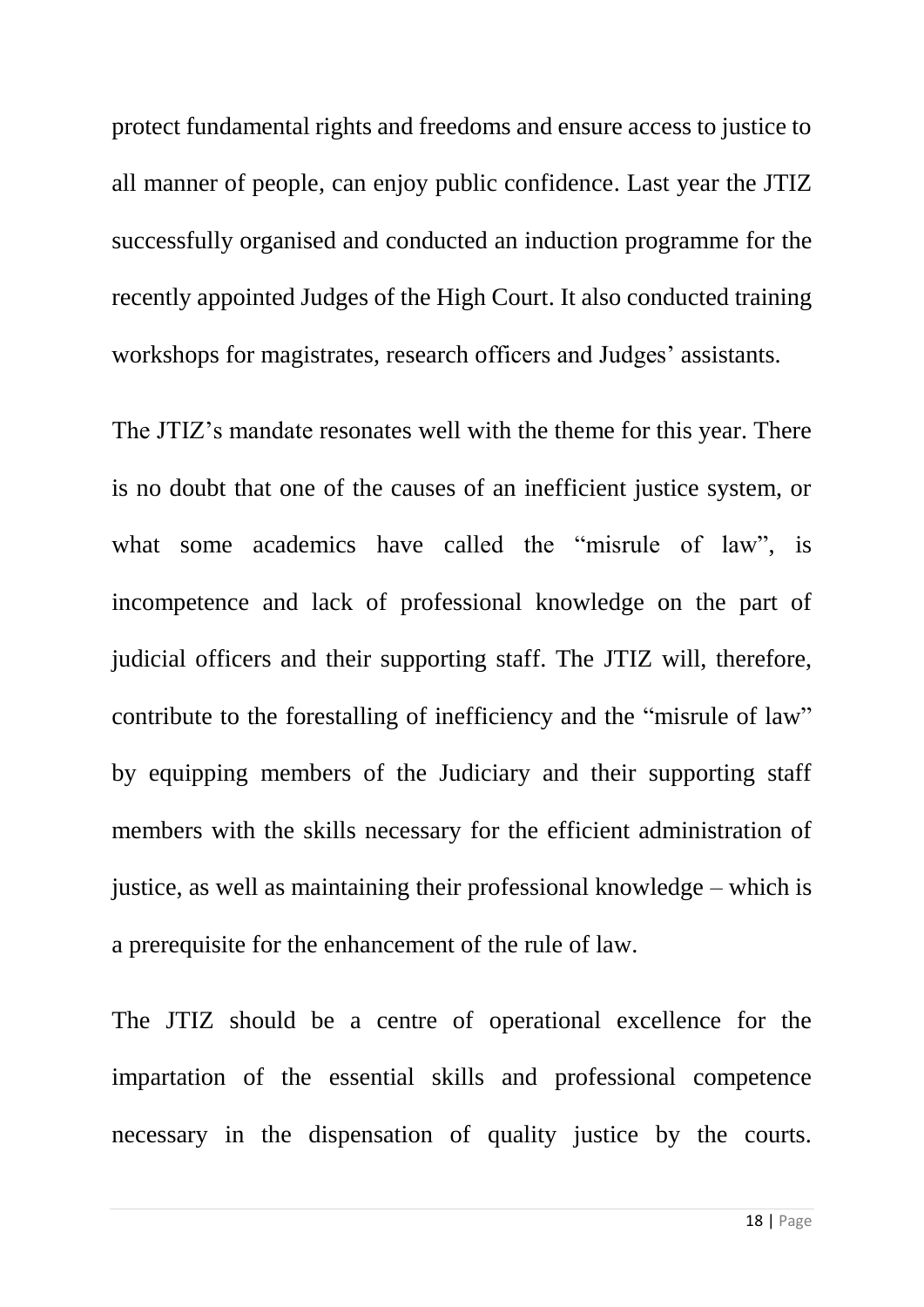protect fundamental rights and freedoms and ensure access to justice to all manner of people, can enjoy public confidence. Last year the JTIZ successfully organised and conducted an induction programme for the recently appointed Judges of the High Court. It also conducted training workshops for magistrates, research officers and Judges' assistants.

The JTIZ's mandate resonates well with the theme for this year. There is no doubt that one of the causes of an inefficient justice system, or what some academics have called the "misrule of law", is incompetence and lack of professional knowledge on the part of judicial officers and their supporting staff. The JTIZ will, therefore, contribute to the forestalling of inefficiency and the "misrule of law" by equipping members of the Judiciary and their supporting staff members with the skills necessary for the efficient administration of justice, as well as maintaining their professional knowledge – which is a prerequisite for the enhancement of the rule of law.

The JTIZ should be a centre of operational excellence for the impartation of the essential skills and professional competence necessary in the dispensation of quality justice by the courts.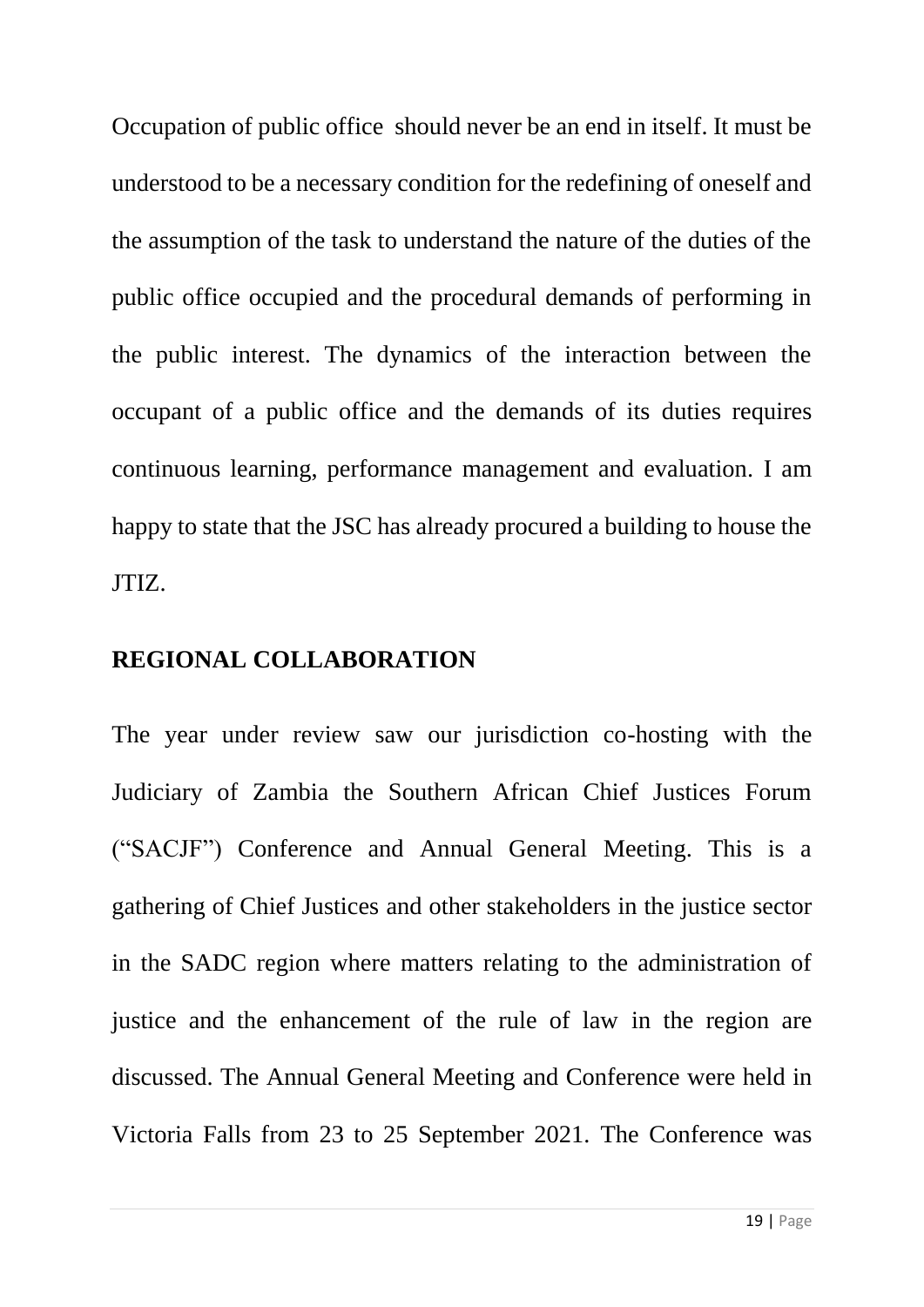Occupation of public office should never be an end in itself. It must be understood to be a necessary condition for the redefining of oneself and the assumption of the task to understand the nature of the duties of the public office occupied and the procedural demands of performing in the public interest. The dynamics of the interaction between the occupant of a public office and the demands of its duties requires continuous learning, performance management and evaluation. I am happy to state that the JSC has already procured a building to house the JTIZ.

## REGIONAL COLLABORATION

The year under review saw our jurisdiction co-hosting with the Judiciary of Zambia the Southern African Chief Justices Forum ("SACJF") Conference and Annual General Meeting. This is a gathering of Chief Justices and other stakeholders in the justice sector in the SADC region where matters relating to the administration of justice and the enhancement of the rule of law in the region are discussed. The Annual General Meeting and Conference were held in Victoria Falls from 23 to 25 September 2021. The Conference was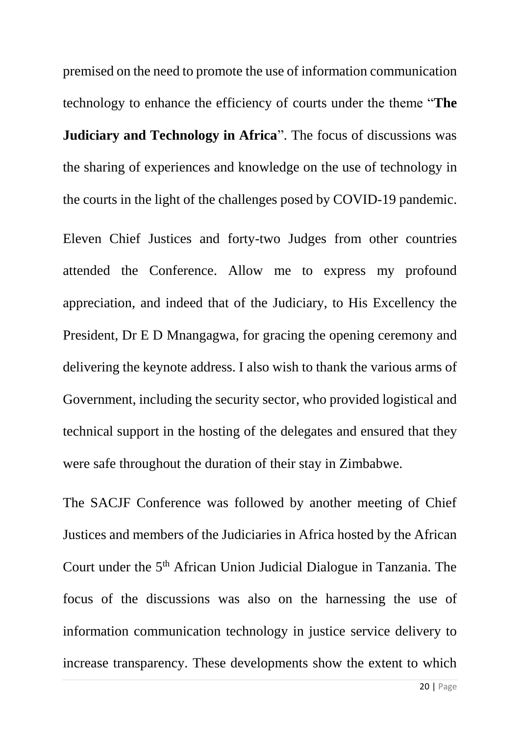premised on the need to promote the use of information communication technology to enhance the efficiency of courts under the theme "**The Judiciary and Technology in Africa**". The focus of discussions was the sharing of experiences and knowledge on the use of technology in the courts in the light of the challenges posed by COVID-19 pandemic.

Eleven Chief Justices and forty-two Judges from other countries attended the Conference. Allow me to express my profound appreciation, and indeed that of the Judiciary, to His Excellency the President, Dr E D Mnangagwa, for gracing the opening ceremony and delivering the keynote address. I also wish to thank the various arms of Government, including the security sector, who provided logistical and technical support in the hosting of the delegates and ensured that they were safe throughout the duration of their stay in Zimbabwe.

The SACJF Conference was followed by another meeting of Chief Justices and members of the Judiciaries in Africa hosted by the African Court under the 5th African Union Judicial Dialogue in Tanzania. The focus of the discussions was also on the harnessing the use of information communication technology in justice service delivery to increase transparency. These developments show the extent to which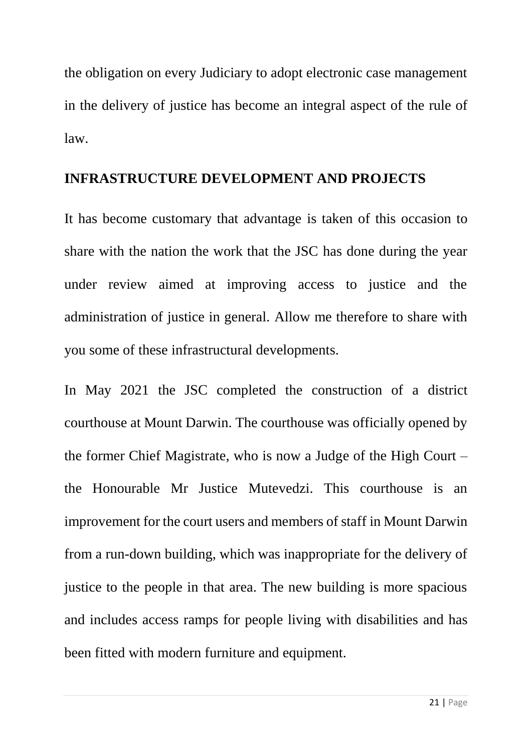the obligation on every Judiciary to adopt electronic case management in the delivery of justice has become an integral aspect of the rule of law.

## INFRASTRUCTURE DEVELOPMENT AND PROJECTS

It has become customary that advantage is taken of this occasion to share with the nation the work that the JSC has done during the year under review aimed at improving access to justice and the administration of justice in general. Allow me therefore to share with you some of these infrastructural developments.

In May 2021 the JSC completed the construction of a district courthouse at Mount Darwin. The courthouse was officially opened by the former Chief Magistrate, who is now a Judge of the High Court – the Honourable Mr Justice Mutevedzi. This courthouse is an improvement for the court users and members of staff in Mount Darwin from a run-down building, which was inappropriate for the delivery of justice to the people in that area. The new building is more spacious and includes access ramps for people living with disabilities and has been fitted with modern furniture and equipment.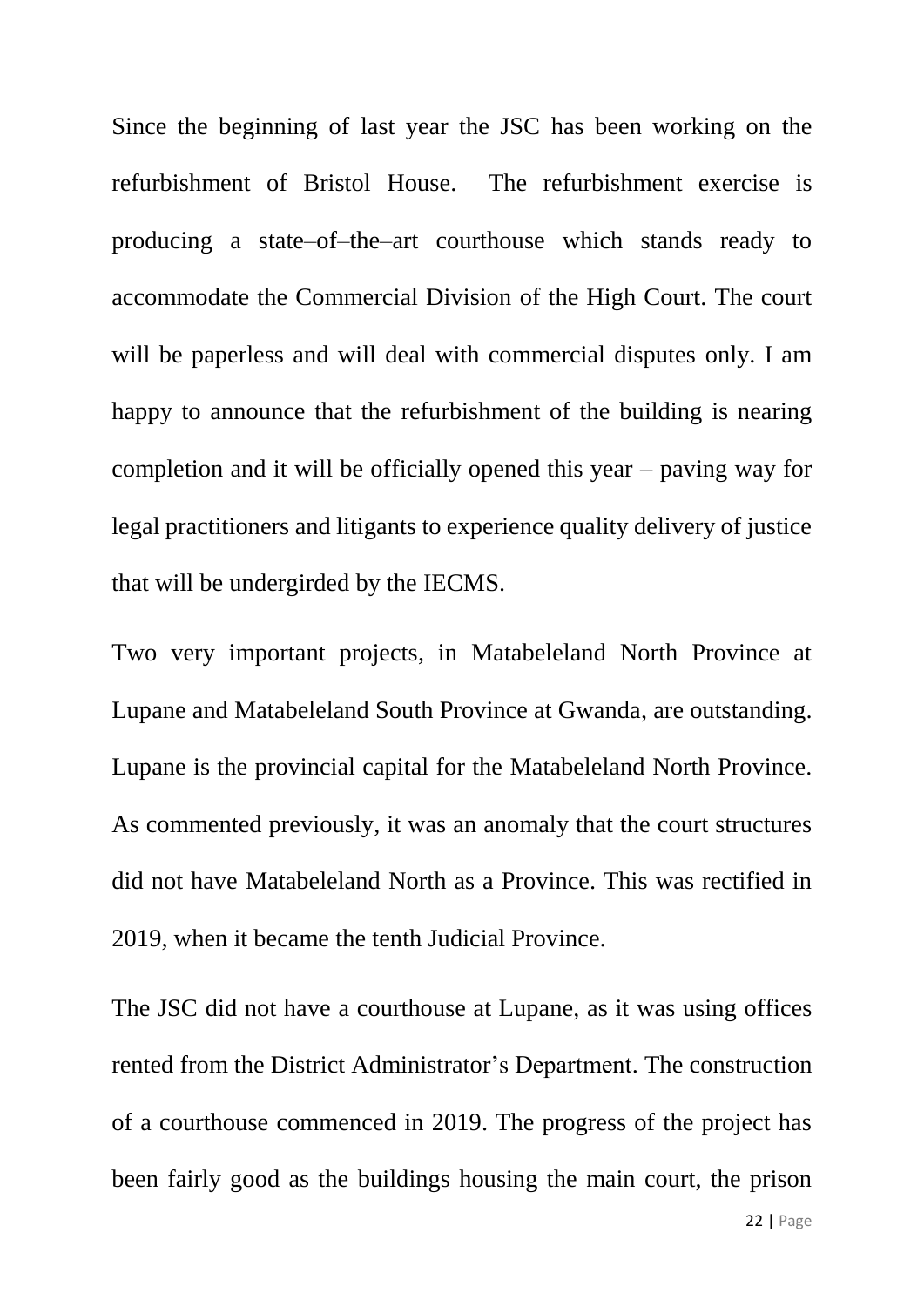Since the beginning of last year the JSC has been working on the refurbishment of Bristol House. The refurbishment exercise is producing a state–of–the–art courthouse which stands ready to accommodate the Commercial Division of the High Court. The court will be paperless and will deal with commercial disputes only. I am happy to announce that the refurbishment of the building is nearing completion and it will be officially opened this year – paving way for legal practitioners and litigants to experience quality delivery of justice that will be undergirded by the IECMS.

Two very important projects, in Matabeleland North Province at Lupane and Matabeleland South Province at Gwanda, are outstanding. Lupane is the provincial capital for the Matabeleland North Province. As commented previously, it was an anomaly that the court structures did not have Matabeleland North as a Province. This was rectified in 2019, when it became the tenth Judicial Province.

The JSC did not have a courthouse at Lupane, as it was using offices rented from the District Administrator's Department. The construction of a courthouse commenced in 2019. The progress of the project has been fairly good as the buildings housing the main court, the prison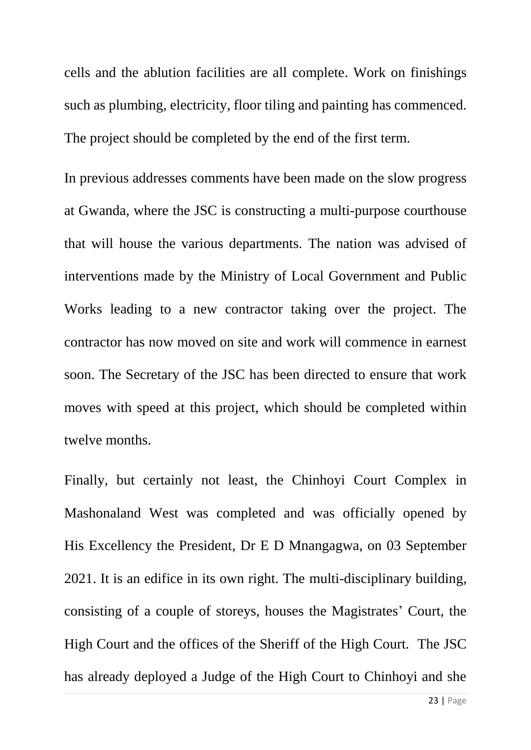cells and the ablution facilities are all complete. Work on finishings such as plumbing, electricity, floor tiling and painting has commenced. The project should be completed by the end of the first term.

In previous addresses comments have been made on the slow progress at Gwanda, where the JSC is constructing a multi-purpose courthouse that will house the various departments. The nation was advised of interventions made by the Ministry of Local Government and Public Works leading to a new contractor taking over the project. The contractor has now moved on site and work will commence in earnest soon. The Secretary of the JSC has been directed to ensure that work moves with speed at this project, which should be completed within twelve months.

Finally, but certainly not least, the Chinhoyi Court Complex in Mashonaland West was completed and was officially opened by His Excellency the President, Dr E D Mnangagwa, on 03 September 2021. It is an edifice in its own right. The multi-disciplinary building, consisting of a couple of storeys, houses the Magistrates' Court, the High Court and the offices of the Sheriff of the High Court. The JSC has already deployed a Judge of the High Court to Chinhoyi and she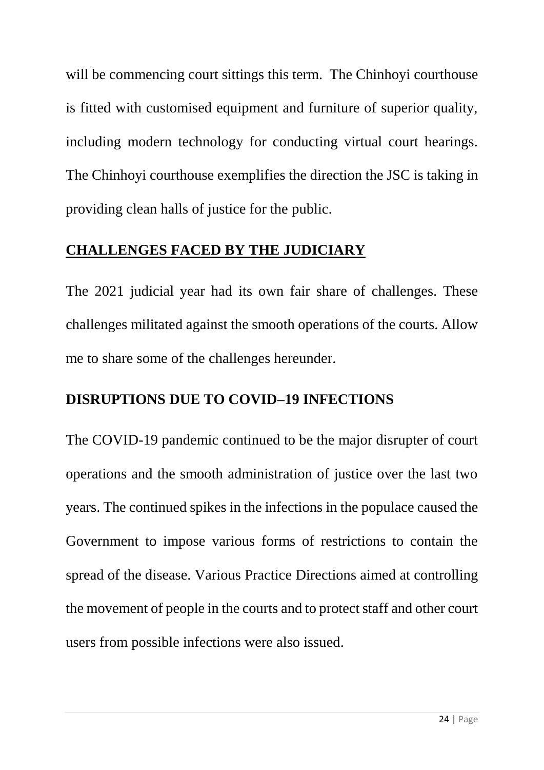will be commencing court sittings this term. The Chinhoyi courthouse is fitted with customised equipment and furniture of superior quality, including modern technology for conducting virtual court hearings. The Chinhoyi courthouse exemplifies the direction the JSC is taking in providing clean halls of justice for the public.

## CHALLENGES FACED BY THE JUDICIARY

The 2021 judicial year had its own fair share of challenges. These challenges militated against the smooth operations of the courts. Allow me to share some of the challenges hereunder.

### DISRUPTIONS DUE TO COVID–19 INFECTIONS

The COVID-19 pandemic continued to be the major disrupter of court operations and the smooth administration of justice over the last two years. The continued spikes in the infections in the populace caused the Government to impose various forms of restrictions to contain the spread of the disease. Various Practice Directions aimed at controlling the movement of people in the courts and to protect staff and other court users from possible infections were also issued.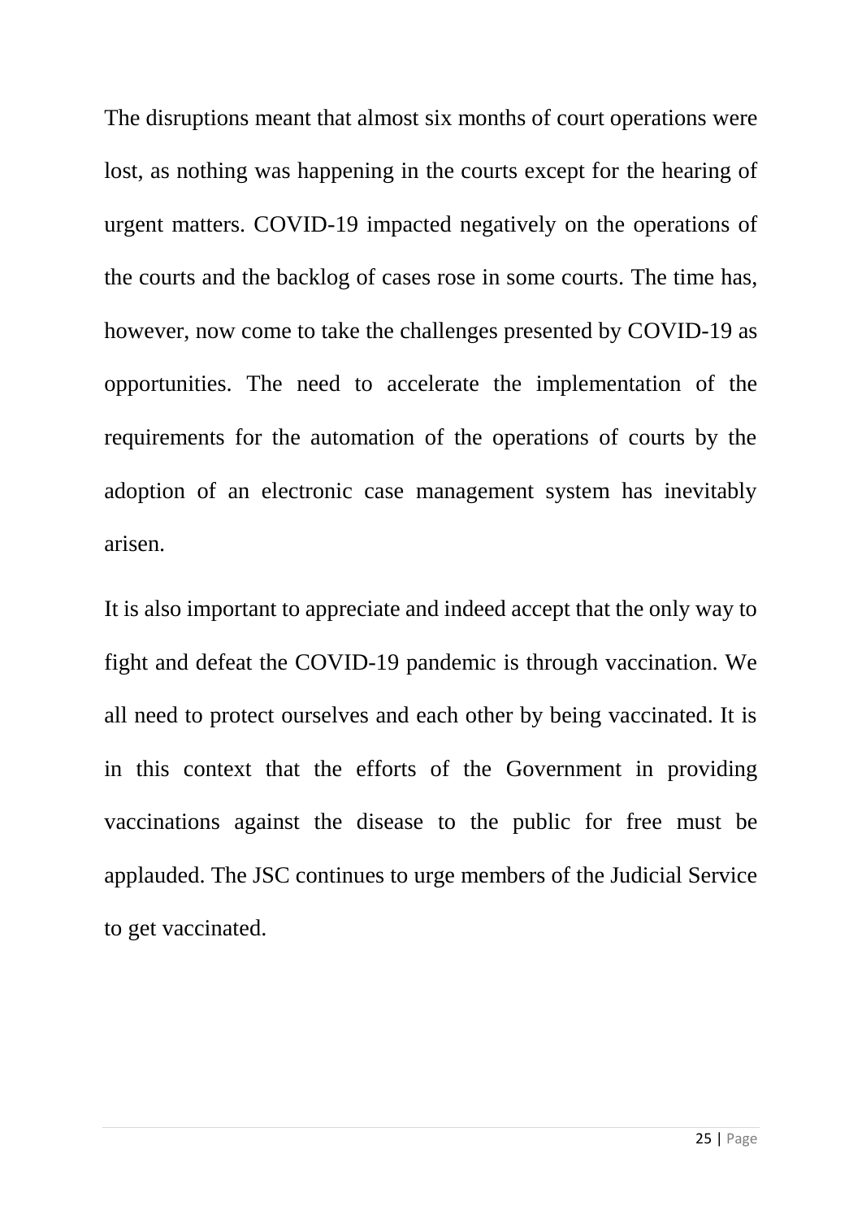The disruptions meant that almost six months of court operations were lost, as nothing was happening in the courts except for the hearing of urgent matters. COVID-19 impacted negatively on the operations of the courts and the backlog of cases rose in some courts. The time has, however, now come to take the challenges presented by COVID-19 as opportunities. The need to accelerate the implementation of the requirements for the automation of the operations of courts by the adoption of an electronic case management system has inevitably arisen.

It is also important to appreciate and indeed accept that the only way to fight and defeat the COVID-19 pandemic is through vaccination. We all need to protect ourselves and each other by being vaccinated. It is in this context that the efforts of the Government in providing vaccinations against the disease to the public for free must be applauded. The JSC continues to urge members of the Judicial Service to get vaccinated.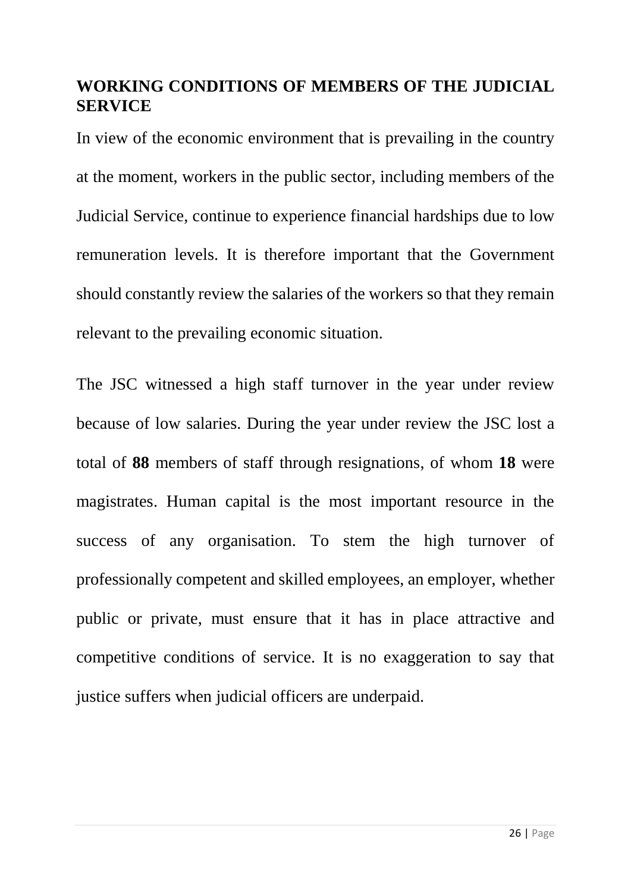## WORKING CONDITIONS OF MEMBERS OF THE JUDICIAL SERVICE

In view of the economic environment that is prevailing in the country at the moment, workers in the public sector, including members of the Judicial Service, continue to experience financial hardships due to low remuneration levels. It is therefore important that the Government should constantly review the salaries of the workers so that they remain relevant to the prevailing economic situation.

The JSC witnessed a high staff turnover in the year under review because of low salaries. During the year under review the JSC lost a total of **88** members of staff through resignations, of whom **18** were magistrates. Human capital is the most important resource in the success of any organisation. To stem the high turnover of professionally competent and skilled employees, an employer, whether public or private, must ensure that it has in place attractive and competitive conditions of service. It is no exaggeration to say that justice suffers when judicial officers are underpaid.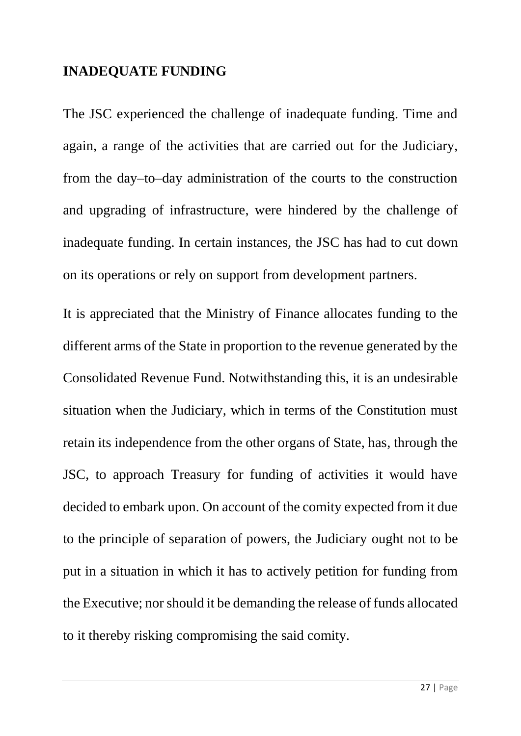## INADEQUATE FUNDING

The JSC experienced the challenge of inadequate funding. Time and again, a range of the activities that are carried out for the Judiciary, from the day–to–day administration of the courts to the construction and upgrading of infrastructure, were hindered by the challenge of inadequate funding. In certain instances, the JSC has had to cut down on its operations or rely on support from development partners.

It is appreciated that the Ministry of Finance allocates funding to the different arms of the State in proportion to the revenue generated by the Consolidated Revenue Fund. Notwithstanding this, it is an undesirable situation when the Judiciary, which in terms of the Constitution must retain its independence from the other organs of State, has, through the JSC, to approach Treasury for funding of activities it would have decided to embark upon. On account of the comity expected from it due to the principle of separation of powers, the Judiciary ought not to be put in a situation in which it has to actively petition for funding from the Executive; nor should it be demanding the release of funds allocated to it thereby risking compromising the said comity.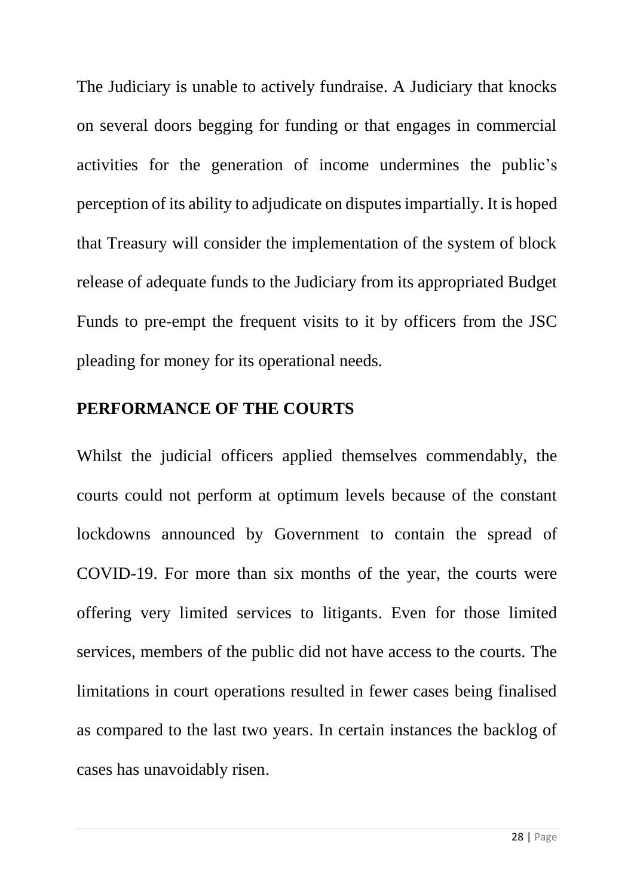The Judiciary is unable to actively fundraise. A Judiciary that knocks on several doors begging for funding or that engages in commercial activities for the generation of income undermines the public's perception of its ability to adjudicate on disputes impartially. It is hoped that Treasury will consider the implementation of the system of block release of adequate funds to the Judiciary from its appropriated Budget Funds to pre-empt the frequent visits to it by officers from the JSC pleading for money for its operational needs.

## PERFORMANCE OF THE COURTS

Whilst the judicial officers applied themselves commendably, the courts could not perform at optimum levels because of the constant lockdowns announced by Government to contain the spread of COVID-19. For more than six months of the year, the courts were offering very limited services to litigants. Even for those limited services, members of the public did not have access to the courts. The limitations in court operations resulted in fewer cases being finalised as compared to the last two years. In certain instances the backlog of cases has unavoidably risen.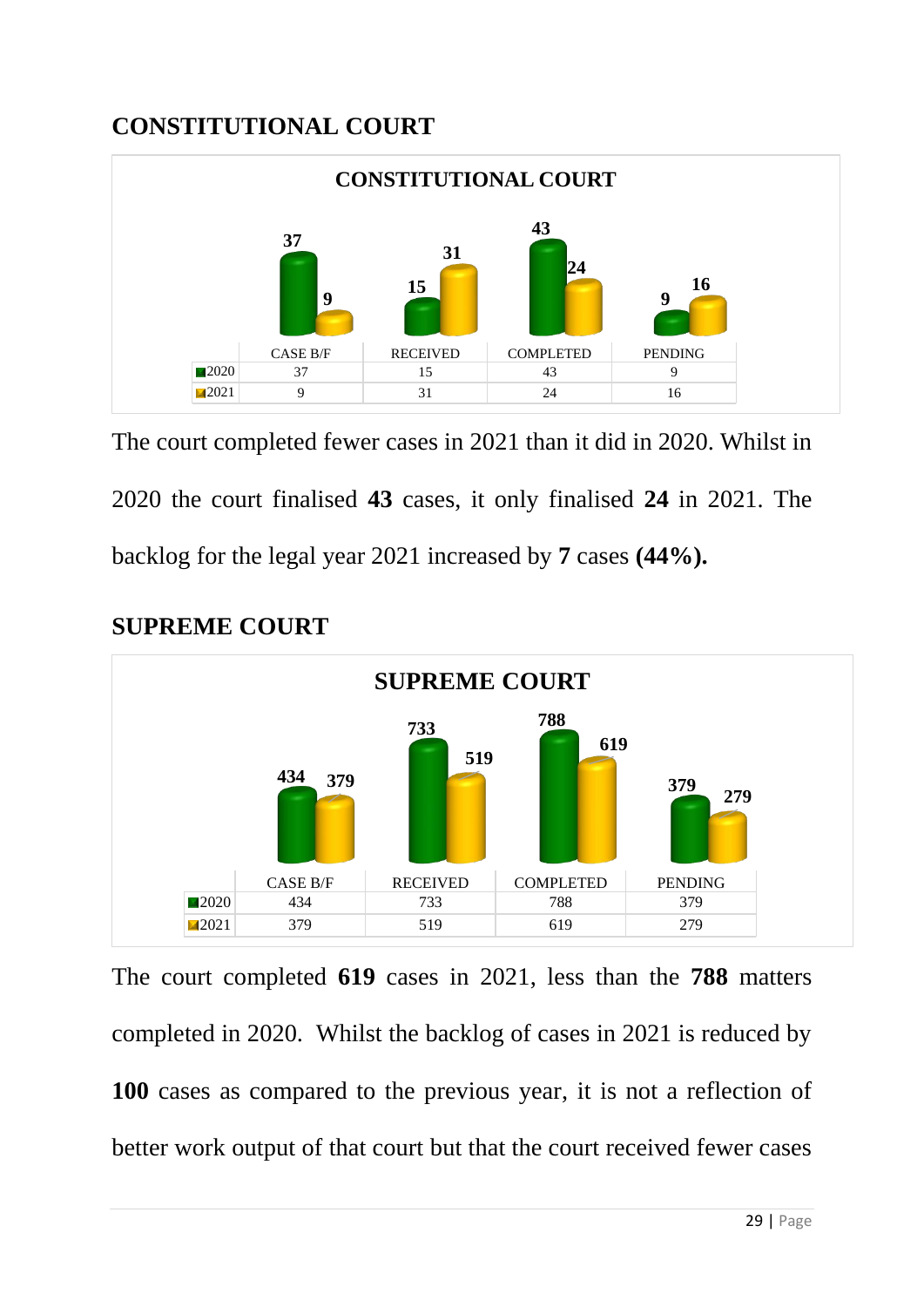## CONSTITUTIONAL COURT

**CONSTITUTIONAL COURT**

| | CASE B/F | RECEIVED | COMPLETED | PENDING |
|---|---|---|---|---|
| 2020 | 37 | 15 | 43 | 9 |
| 2021 | 9 | 31 | 24 | 16 |

The court completed fewer cases in 2021 than it did in 2020. Whilst in 2020 the court finalised **43** cases, it only finalised **24** in 2021. The backlog for the legal year 2021 increased by **7** cases **(44%).**

## SUPREME COURT

**SUPREME COURT**

| | CASE B/F | RECEIVED | COMPLETED | PENDING |
|---|---|---|---|---|
| 2020 | 434 | 733 | 788 | 379 |
| 2021 | 379 | 519 | 619 | 279 |

The court completed **619** cases in 2021, less than the **788** matters completed in 2020. Whilst the backlog of cases in 2021 is reduced by **100** cases as compared to the previous year, it is not a reflection of better work output of that court but that the court received fewer cases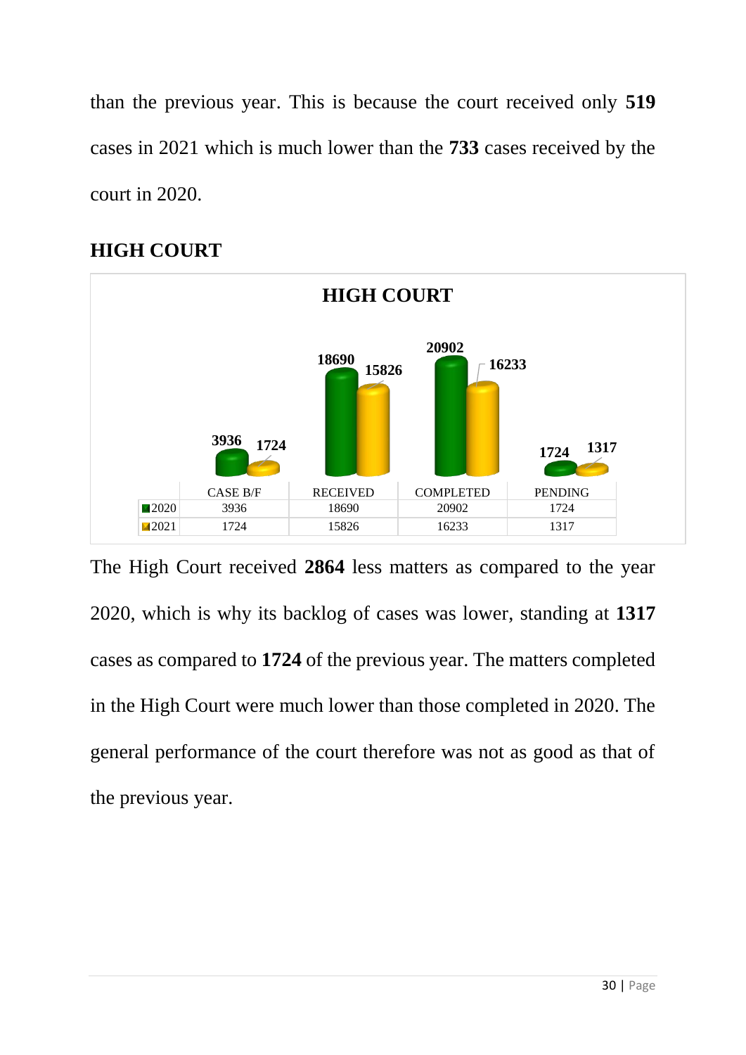than the previous year. This is because the court received only **519** cases in 2021 which is much lower than the **733** cases received by the court in 2020.

## HIGH COURT

**HIGH COURT**

| | CASE B/F | RECEIVED | COMPLETED | PENDING |
|---|---|---|---|---|
| 2020 | 3936 | 18690 | 20902 | 1724 |
| 2021 | 1724 | 15826 | 16233 | 1317 |

The High Court received **2864** less matters as compared to the year 2020, which is why its backlog of cases was lower, standing at **1317** cases as compared to **1724** of the previous year. The matters completed in the High Court were much lower than those completed in 2020. The general performance of the court therefore was not as good as that of the previous year.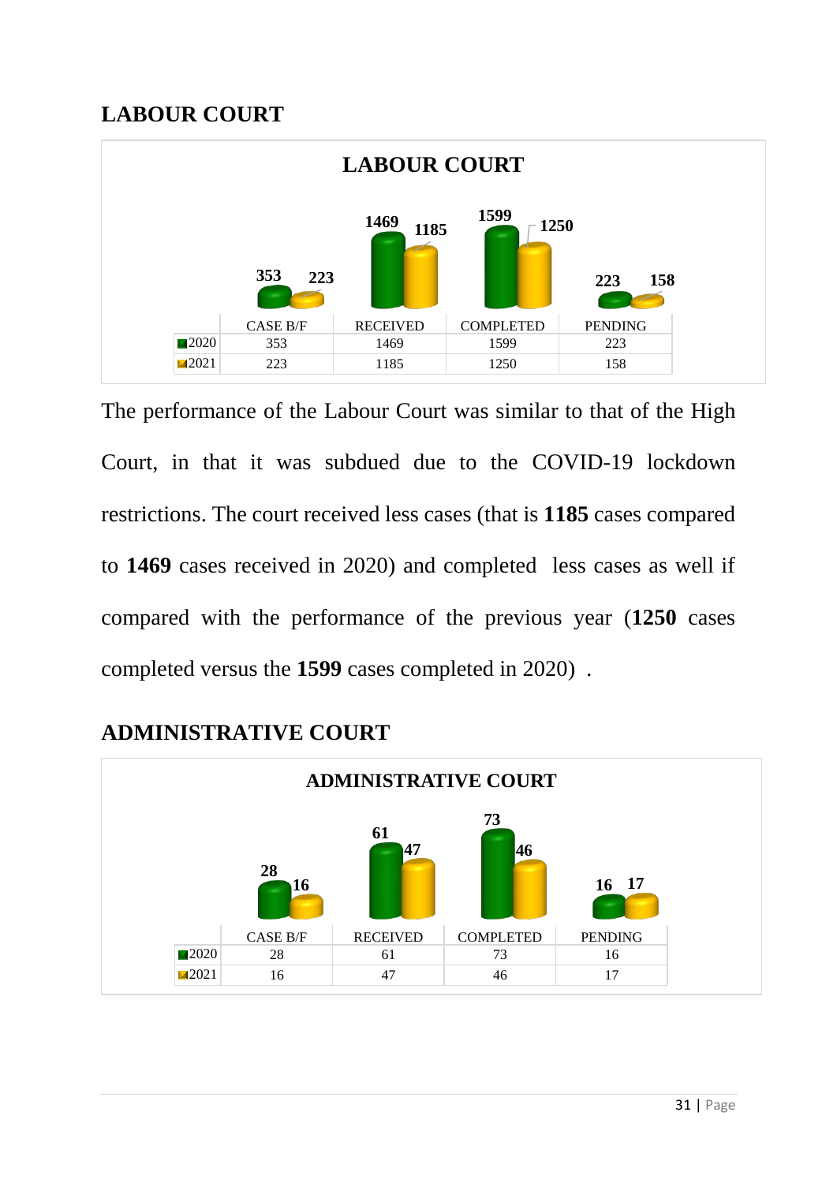## LABOUR COURT

**LABOUR COURT**

| | CASE B/F | RECEIVED | COMPLETED | PENDING |
|---|---|---|---|---|
| 2020 | 353 | 1469 | 1599 | 223 |
| 2021 | 223 | 1185 | 1250 | 158 |

The performance of the Labour Court was similar to that of the High Court, in that it was subdued due to the COVID-19 lockdown restrictions. The court received less cases (that is **1185** cases compared to **1469** cases received in 2020) and completed less cases as well if compared with the performance of the previous year (**1250** cases completed versus the **1599** cases completed in 2020) .

## ADMINISTRATIVE COURT

**ADMINISTRATIVE COURT**

| | CASE B/F | RECEIVED | COMPLETED | PENDING |
|---|---|---|---|---|
| 2020 | 28 | 61 | 73 | 16 |
| 2021 | 16 | 47 | 46 | 17 |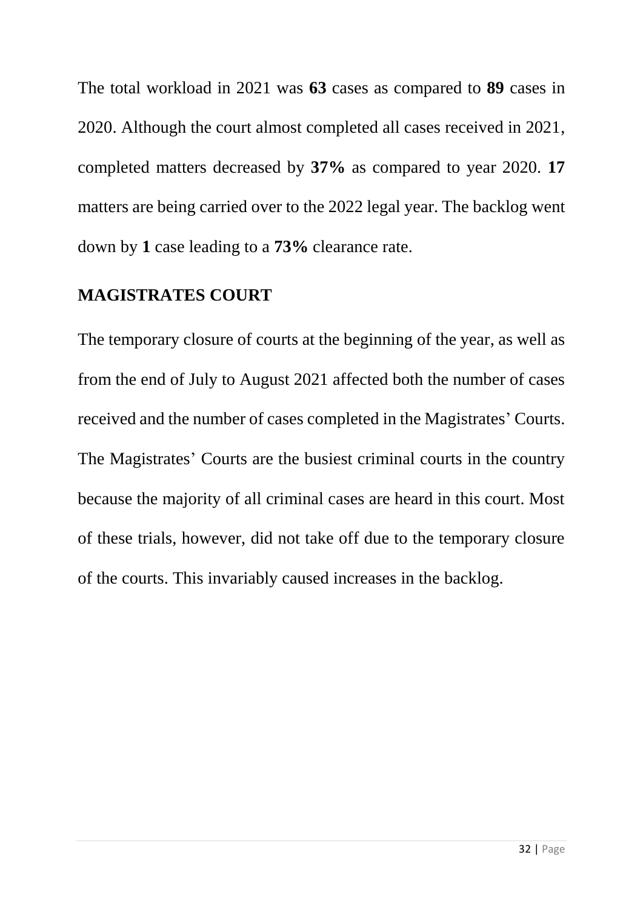The total workload in 2021 was **63** cases as compared to **89** cases in 2020. Although the court almost completed all cases received in 2021, completed matters decreased by **37%** as compared to year 2020. **17** matters are being carried over to the 2022 legal year. The backlog went down by **1** case leading to a **73%** clearance rate.

## MAGISTRATES COURT

The temporary closure of courts at the beginning of the year, as well as from the end of July to August 2021 affected both the number of cases received and the number of cases completed in the Magistrates' Courts. The Magistrates' Courts are the busiest criminal courts in the country because the majority of all criminal cases are heard in this court. Most of these trials, however, did not take off due to the temporary closure of the courts. This invariably caused increases in the backlog.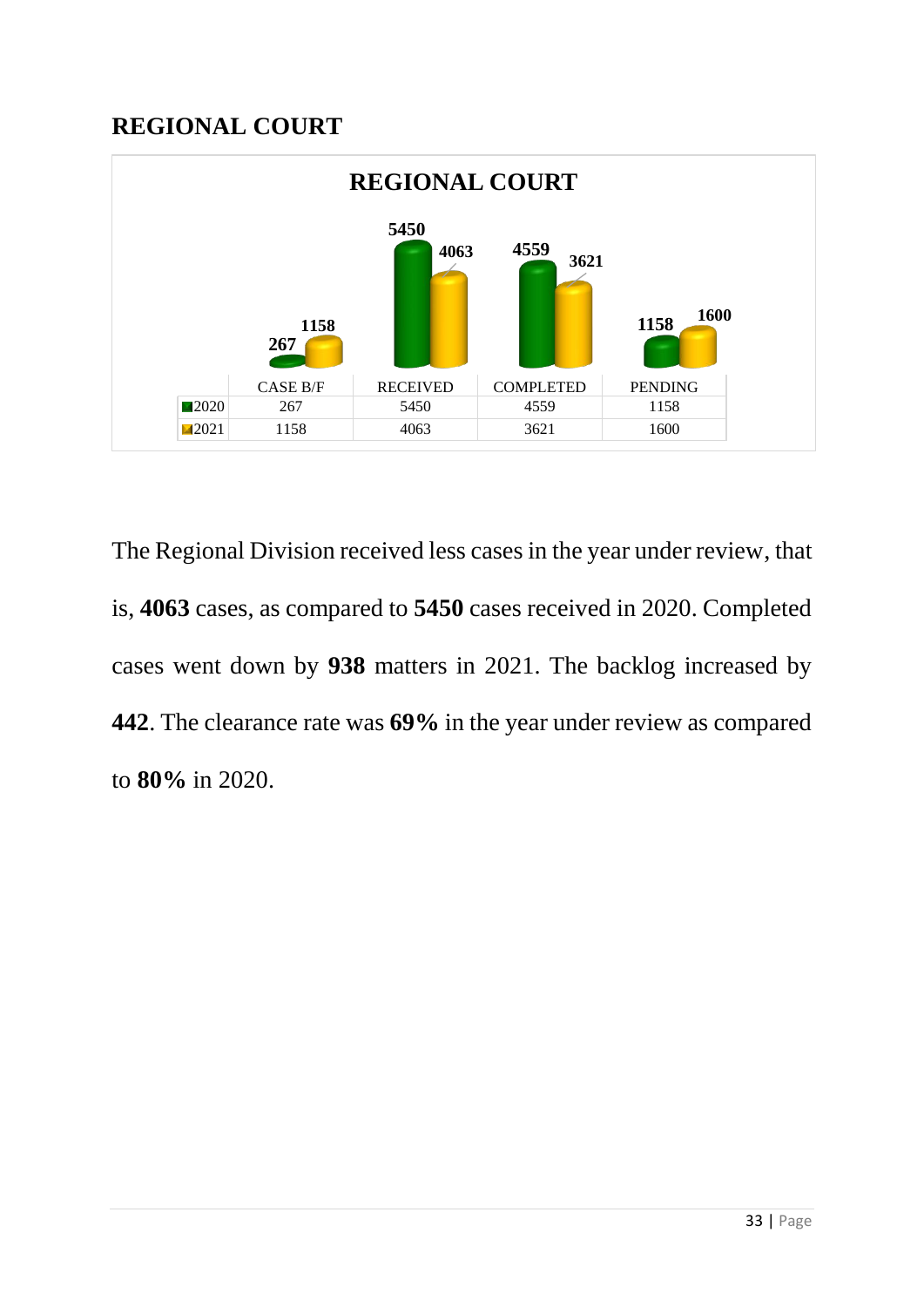## REGIONAL COURT

**REGIONAL COURT**

| | CASE B/F | RECEIVED | COMPLETED | PENDING |
|---|---|---|---|---|
| 2020 | 267 | 5450 | 4559 | 1158 |
| 2021 | 1158 | 4063 | 3621 | 1600 |

The Regional Division received less cases in the year under review, that is, **4063** cases, as compared to **5450** cases received in 2020. Completed cases went down by **938** matters in 2021. The backlog increased by **442**. The clearance rate was **69%** in the year under review as compared to **80%** in 2020.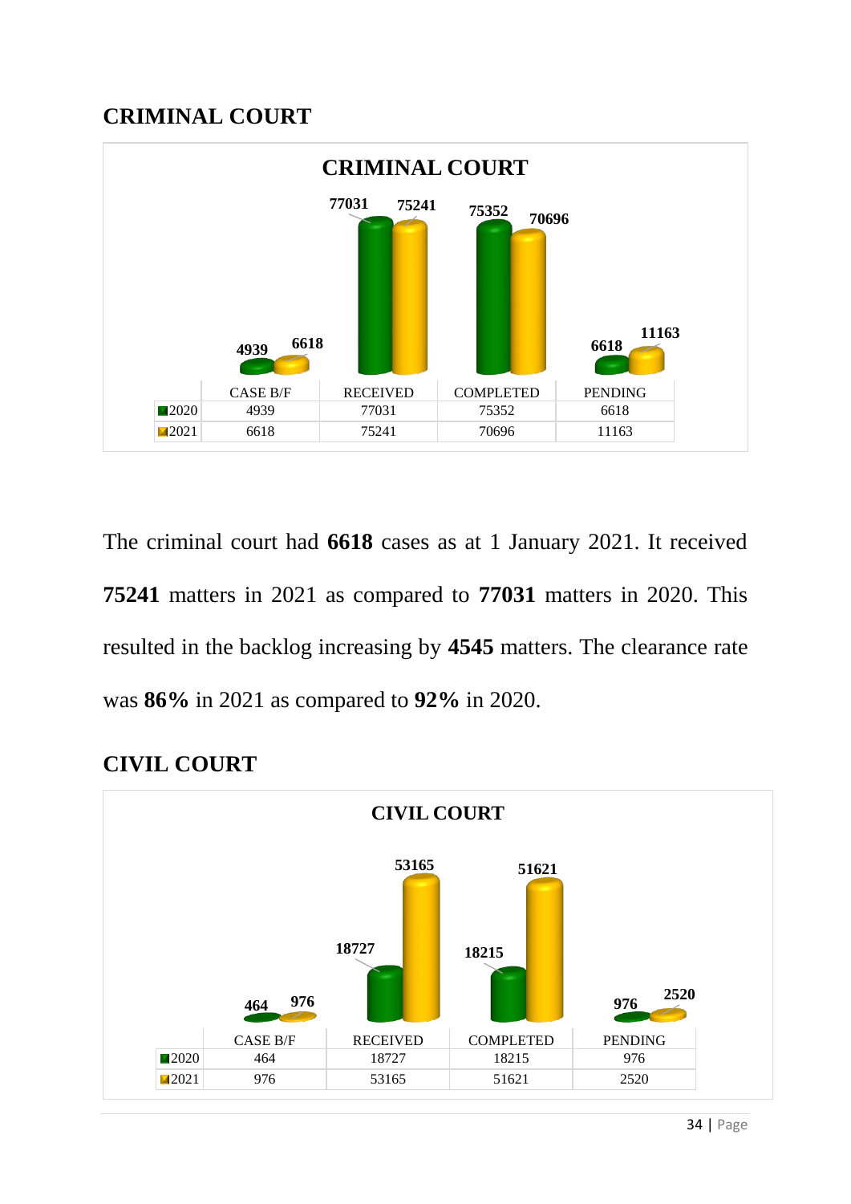## CRIMINAL COURT

**CRIMINAL COURT**

| | CASE B/F | RECEIVED | COMPLETED | PENDING |
|---|---|---|---|---|
| 2020 | 4939 | 77031 | 75352 | 6618 |
| 2021 | 6618 | 75241 | 70696 | 11163 |

The criminal court had **6618** cases as at 1 January 2021. It received **75241** matters in 2021 as compared to **77031** matters in 2020. This resulted in the backlog increasing by **4545** matters. The clearance rate was **86%** in 2021 as compared to **92%** in 2020.

## CIVIL COURT

**CIVIL COURT**

| | CASE B/F | RECEIVED | COMPLETED | PENDING |
|---|---|---|---|---|
| 2020 | 464 | 18727 | 18215 | 976 |
| 2021 | 976 | 53165 | 51621 | 2520 |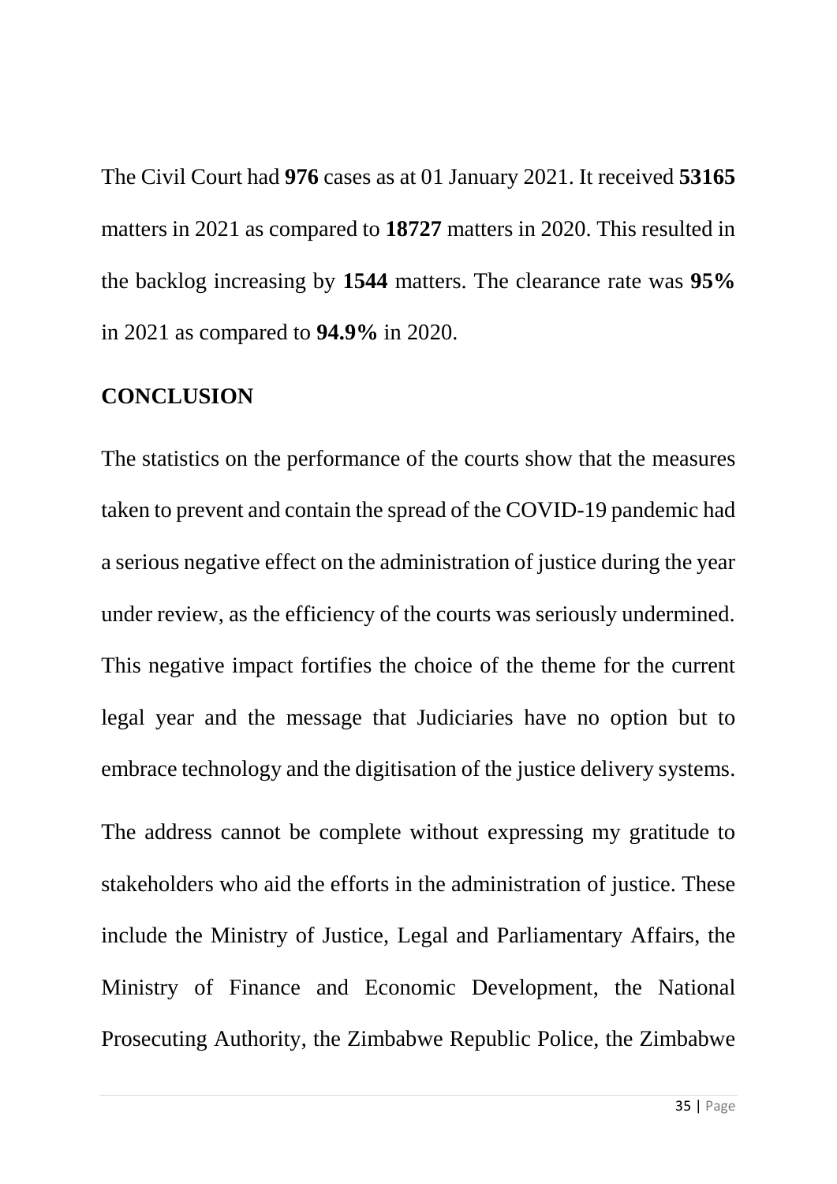The Civil Court had **976** cases as at 01 January 2021. It received **53165** matters in 2021 as compared to **18727** matters in 2020. This resulted in the backlog increasing by **1544** matters. The clearance rate was **95%** in 2021 as compared to **94.9%** in 2020.

## CONCLUSION

The statistics on the performance of the courts show that the measures taken to prevent and contain the spread of the COVID-19 pandemic had a serious negative effect on the administration of justice during the year under review, as the efficiency of the courts was seriously undermined. This negative impact fortifies the choice of the theme for the current legal year and the message that Judiciaries have no option but to embrace technology and the digitisation of the justice delivery systems.

The address cannot be complete without expressing my gratitude to stakeholders who aid the efforts in the administration of justice. These include the Ministry of Justice, Legal and Parliamentary Affairs, the Ministry of Finance and Economic Development, the National Prosecuting Authority, the Zimbabwe Republic Police, the Zimbabwe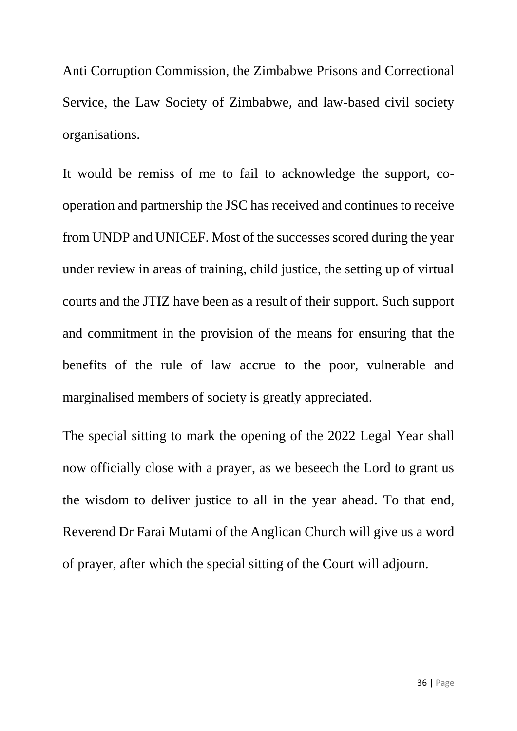Anti Corruption Commission, the Zimbabwe Prisons and Correctional Service, the Law Society of Zimbabwe, and law-based civil society organisations.

It would be remiss of me to fail to acknowledge the support, co-operation and partnership the JSC has received and continues to receive from UNDP and UNICEF. Most of the successes scored during the year under review in areas of training, child justice, the setting up of virtual courts and the JTIZ have been as a result of their support. Such support and commitment in the provision of the means for ensuring that the benefits of the rule of law accrue to the poor, vulnerable and marginalised members of society is greatly appreciated.

The special sitting to mark the opening of the 2022 Legal Year shall now officially close with a prayer, as we beseech the Lord to grant us the wisdom to deliver justice to all in the year ahead. To that end, Reverend Dr Farai Mutami of the Anglican Church will give us a word of prayer, after which the special sitting of the Court will adjourn.